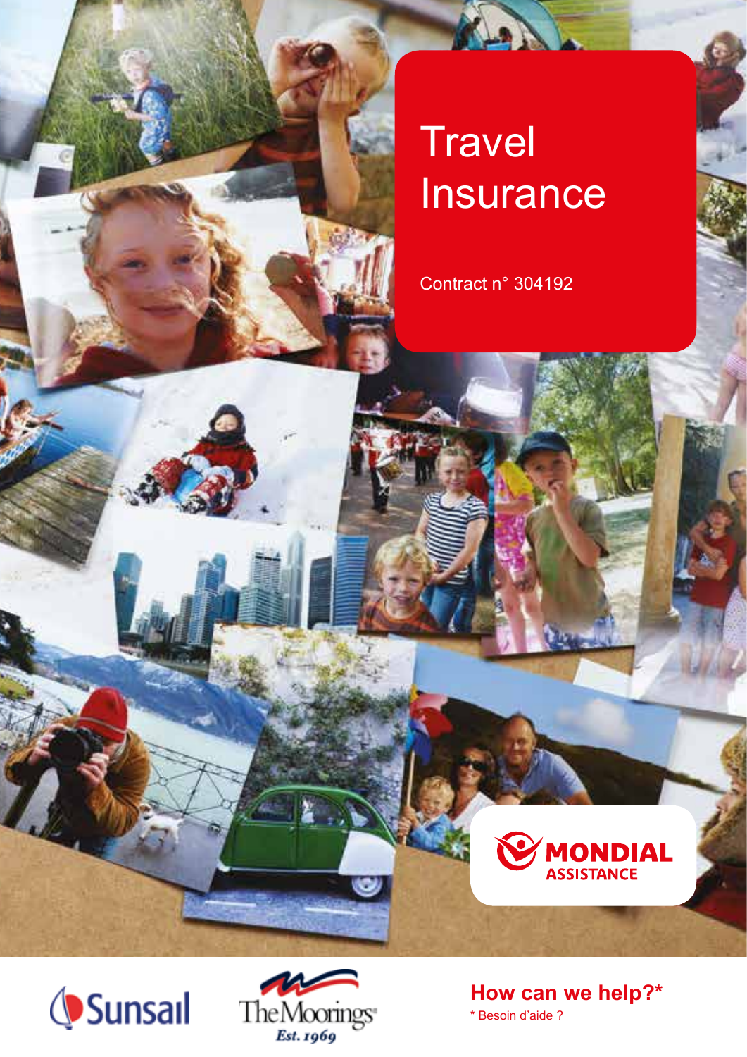# Travel Insurance

Contract n° 304192

MONDIAL ASSISTANCE

Sunsail

The Moorings Est. 1969

**How can we help?***

* Besoin d'aide ?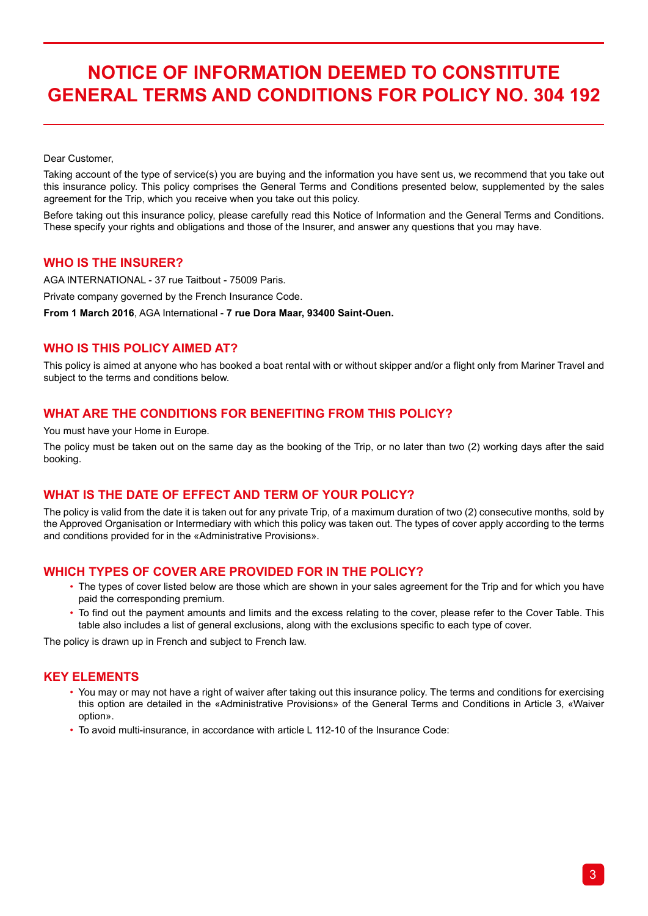# NOTICE OF INFORMATION DEEMED TO CONSTITUTE GENERAL TERMS AND CONDITIONS FOR POLICY NO. 304 192

Dear Customer,

Taking account of the type of service(s) you are buying and the information you have sent us, we recommend that you take out this insurance policy. This policy comprises the General Terms and Conditions presented below, supplemented by the sales agreement for the Trip, which you receive when you take out this policy.

Before taking out this insurance policy, please carefully read this Notice of Information and the General Terms and Conditions. These specify your rights and obligations and those of the Insurer, and answer any questions that you may have.

## WHO IS THE INSURER?

AGA INTERNATIONAL - 37 rue Taitbout - 75009 Paris.

Private company governed by the French Insurance Code.

**From 1 March 2016**, AGA International - **7 rue Dora Maar, 93400 Saint-Ouen.**

## WHO IS THIS POLICY AIMED AT?

This policy is aimed at anyone who has booked a boat rental with or without skipper and/or a flight only from Mariner Travel and subject to the terms and conditions below.

## WHAT ARE THE CONDITIONS FOR BENEFITING FROM THIS POLICY?

You must have your Home in Europe.

The policy must be taken out on the same day as the booking of the Trip, or no later than two (2) working days after the said booking.

## WHAT IS THE DATE OF EFFECT AND TERM OF YOUR POLICY?

The policy is valid from the date it is taken out for any private Trip, of a maximum duration of two (2) consecutive months, sold by the Approved Organisation or Intermediary with which this policy was taken out. The types of cover apply according to the terms and conditions provided for in the «Administrative Provisions».

## WHICH TYPES OF COVER ARE PROVIDED FOR IN THE POLICY?

- The types of cover listed below are those which are shown in your sales agreement for the Trip and for which you have paid the corresponding premium.
- To find out the payment amounts and limits and the excess relating to the cover, please refer to the Cover Table. This table also includes a list of general exclusions, along with the exclusions specific to each type of cover.

The policy is drawn up in French and subject to French law.

## KEY ELEMENTS

- You may or may not have a right of waiver after taking out this insurance policy. The terms and conditions for exercising this option are detailed in the «Administrative Provisions» of the General Terms and Conditions in Article 3, «Waiver option».
- To avoid multi-insurance, in accordance with article L 112-10 of the Insurance Code: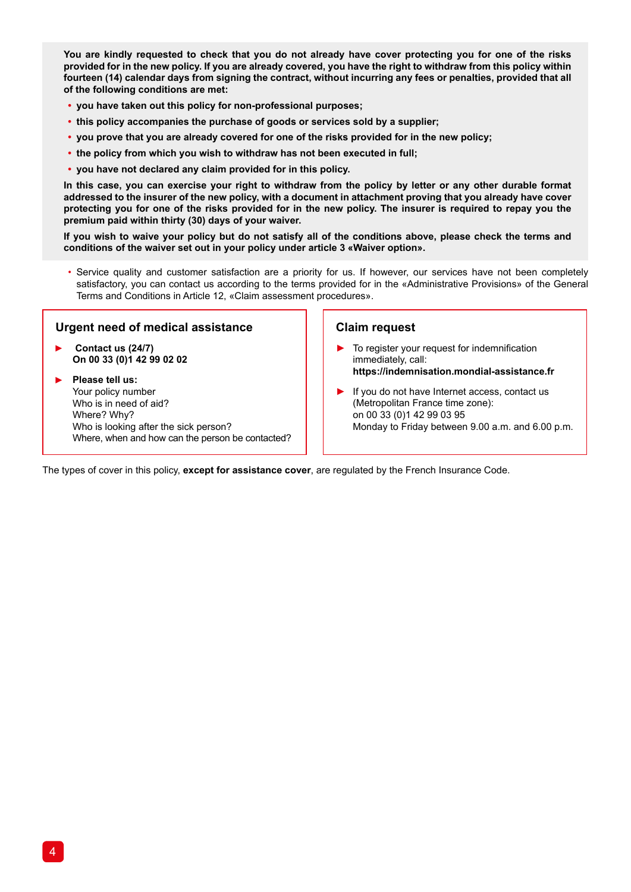**You are kindly requested to check that you do not already have cover protecting you for one of the risks provided for in the new policy. If you are already covered, you have the right to withdraw from this policy within fourteen (14) calendar days from signing the contract, without incurring any fees or penalties, provided that all of the following conditions are met:**

- **you have taken out this policy for non-professional purposes;**
- **this policy accompanies the purchase of goods or services sold by a supplier;**
- **you prove that you are already covered for one of the risks provided for in the new policy;**
- **the policy from which you wish to withdraw has not been executed in full;**
- **you have not declared any claim provided for in this policy.**

**In this case, you can exercise your right to withdraw from the policy by letter or any other durable format addressed to the insurer of the new policy, with a document in attachment proving that you already have cover protecting you for one of the risks provided for in the new policy. The insurer is required to repay you the premium paid within thirty (30) days of your waiver.**

**If you wish to waive your policy but do not satisfy all of the conditions above, please check the terms and conditions of the waiver set out in your policy under article 3 «Waiver option».**

- Service quality and customer satisfaction are a priority for us. If however, our services have not been completely satisfactory, you can contact us according to the terms provided for in the «Administrative Provisions» of the General Terms and Conditions in Article 12, «Claim assessment procedures».

## Urgent need of medical assistance

- **Contact us (24/7)**
  **On 00 33 (0)1 42 99 02 02**
- **Please tell us:**
  Your policy number
  Who is in need of aid?
  Where? Why?
  Who is looking after the sick person?
  Where, when and how can the person be contacted?

## Claim request

- To register your request for indemnification immediately, call:
  **https://indemnisation.mondial-assistance.fr**
- If you do not have Internet access, contact us (Metropolitan France time zone):
  on 00 33 (0)1 42 99 03 95
  Monday to Friday between 9.00 a.m. and 6.00 p.m.

The types of cover in this policy, **except for assistance cover**, are regulated by the French Insurance Code.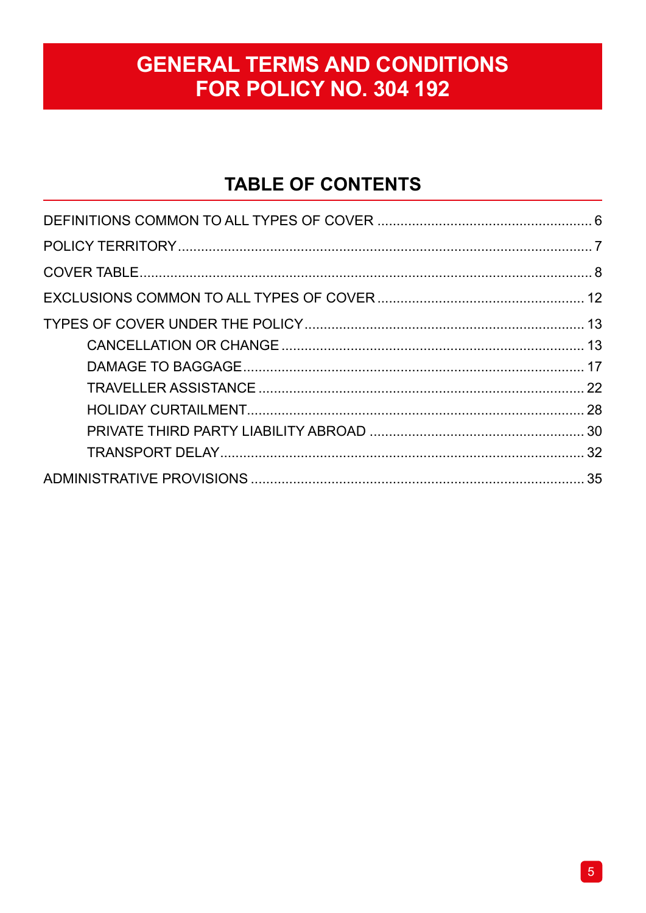# GENERAL TERMS AND CONDITIONS FOR POLICY NO. 304 192

## TABLE OF CONTENTS

DEFINITIONS COMMON TO ALL TYPES OF COVER ........................................................ 6

POLICY TERRITORY ........................................................................................................... 7

COVER TABLE ..................................................................................................................... 8

EXCLUSIONS COMMON TO ALL TYPES OF COVER ..................................................... 12

TYPES OF COVER UNDER THE POLICY ........................................................................ 13

- CANCELLATION OR CHANGE ............................................................................... 13
- DAMAGE TO BAGGAGE ........................................................................................ 17
- TRAVELLER ASSISTANCE ..................................................................................... 22
- HOLIDAY CURTAILMENT ....................................................................................... 28
- PRIVATE THIRD PARTY LIABILITY ABROAD ........................................................ 30
- TRANSPORT DELAY .............................................................................................. 32

ADMINISTRATIVE PROVISIONS ...................................................................................... 35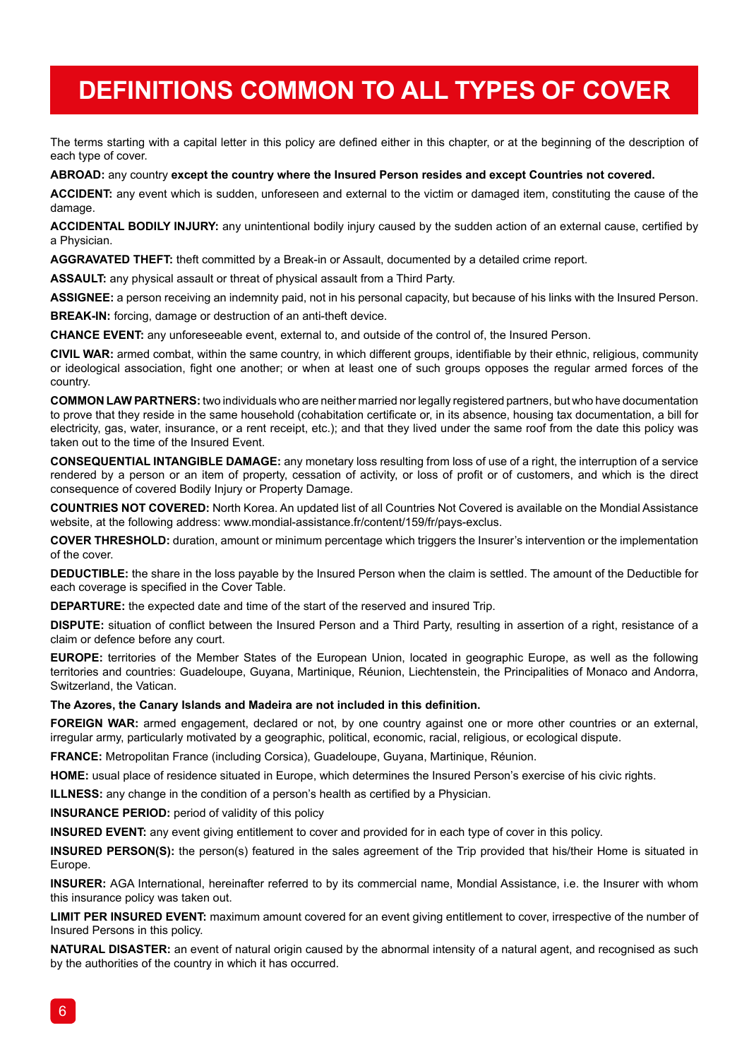# DEFINITIONS COMMON TO ALL TYPES OF COVER

The terms starting with a capital letter in this policy are defined either in this chapter, or at the beginning of the description of each type of cover.

**ABROAD:** any country **except the country where the Insured Person resides and except Countries not covered.**

**ACCIDENT:** any event which is sudden, unforeseen and external to the victim or damaged item, constituting the cause of the damage.

**ACCIDENTAL BODILY INJURY:** any unintentional bodily injury caused by the sudden action of an external cause, certified by a Physician.

**AGGRAVATED THEFT:** theft committed by a Break-in or Assault, documented by a detailed crime report.

**ASSAULT:** any physical assault or threat of physical assault from a Third Party.

**ASSIGNEE:** a person receiving an indemnity paid, not in his personal capacity, but because of his links with the Insured Person.

**BREAK-IN:** forcing, damage or destruction of an anti-theft device.

**CHANCE EVENT:** any unforeseeable event, external to, and outside of the control of, the Insured Person.

**CIVIL WAR:** armed combat, within the same country, in which different groups, identifiable by their ethnic, religious, community or ideological association, fight one another; or when at least one of such groups opposes the regular armed forces of the country.

**COMMON LAW PARTNERS:** two individuals who are neither married nor legally registered partners, but who have documentation to prove that they reside in the same household (cohabitation certificate or, in its absence, housing tax documentation, a bill for electricity, gas, water, insurance, or a rent receipt, etc.); and that they lived under the same roof from the date this policy was taken out to the time of the Insured Event.

**CONSEQUENTIAL INTANGIBLE DAMAGE:** any monetary loss resulting from loss of use of a right, the interruption of a service rendered by a person or an item of property, cessation of activity, or loss of profit or of customers, and which is the direct consequence of covered Bodily Injury or Property Damage.

**COUNTRIES NOT COVERED:** North Korea. An updated list of all Countries Not Covered is available on the Mondial Assistance website, at the following address: www.mondial-assistance.fr/content/159/fr/pays-exclus.

**COVER THRESHOLD:** duration, amount or minimum percentage which triggers the Insurer's intervention or the implementation of the cover.

**DEDUCTIBLE:** the share in the loss payable by the Insured Person when the claim is settled. The amount of the Deductible for each coverage is specified in the Cover Table.

**DEPARTURE:** the expected date and time of the start of the reserved and insured Trip.

**DISPUTE:** situation of conflict between the Insured Person and a Third Party, resulting in assertion of a right, resistance of a claim or defence before any court.

**EUROPE:** territories of the Member States of the European Union, located in geographic Europe, as well as the following territories and countries: Guadeloupe, Guyana, Martinique, Réunion, Liechtenstein, the Principalities of Monaco and Andorra, Switzerland, the Vatican.

**The Azores, the Canary Islands and Madeira are not included in this definition.**

**FOREIGN WAR:** armed engagement, declared or not, by one country against one or more other countries or an external, irregular army, particularly motivated by a geographic, political, economic, racial, religious, or ecological dispute.

**FRANCE:** Metropolitan France (including Corsica), Guadeloupe, Guyana, Martinique, Réunion.

**HOME:** usual place of residence situated in Europe, which determines the Insured Person's exercise of his civic rights.

**ILLNESS:** any change in the condition of a person's health as certified by a Physician.

**INSURANCE PERIOD:** period of validity of this policy

**INSURED EVENT:** any event giving entitlement to cover and provided for in each type of cover in this policy.

**INSURED PERSON(S):** the person(s) featured in the sales agreement of the Trip provided that his/their Home is situated in Europe.

**INSURER:** AGA International, hereinafter referred to by its commercial name, Mondial Assistance, i.e. the Insurer with whom this insurance policy was taken out.

**LIMIT PER INSURED EVENT:** maximum amount covered for an event giving entitlement to cover, irrespective of the number of Insured Persons in this policy.

**NATURAL DISASTER:** an event of natural origin caused by the abnormal intensity of a natural agent, and recognised as such by the authorities of the country in which it has occurred.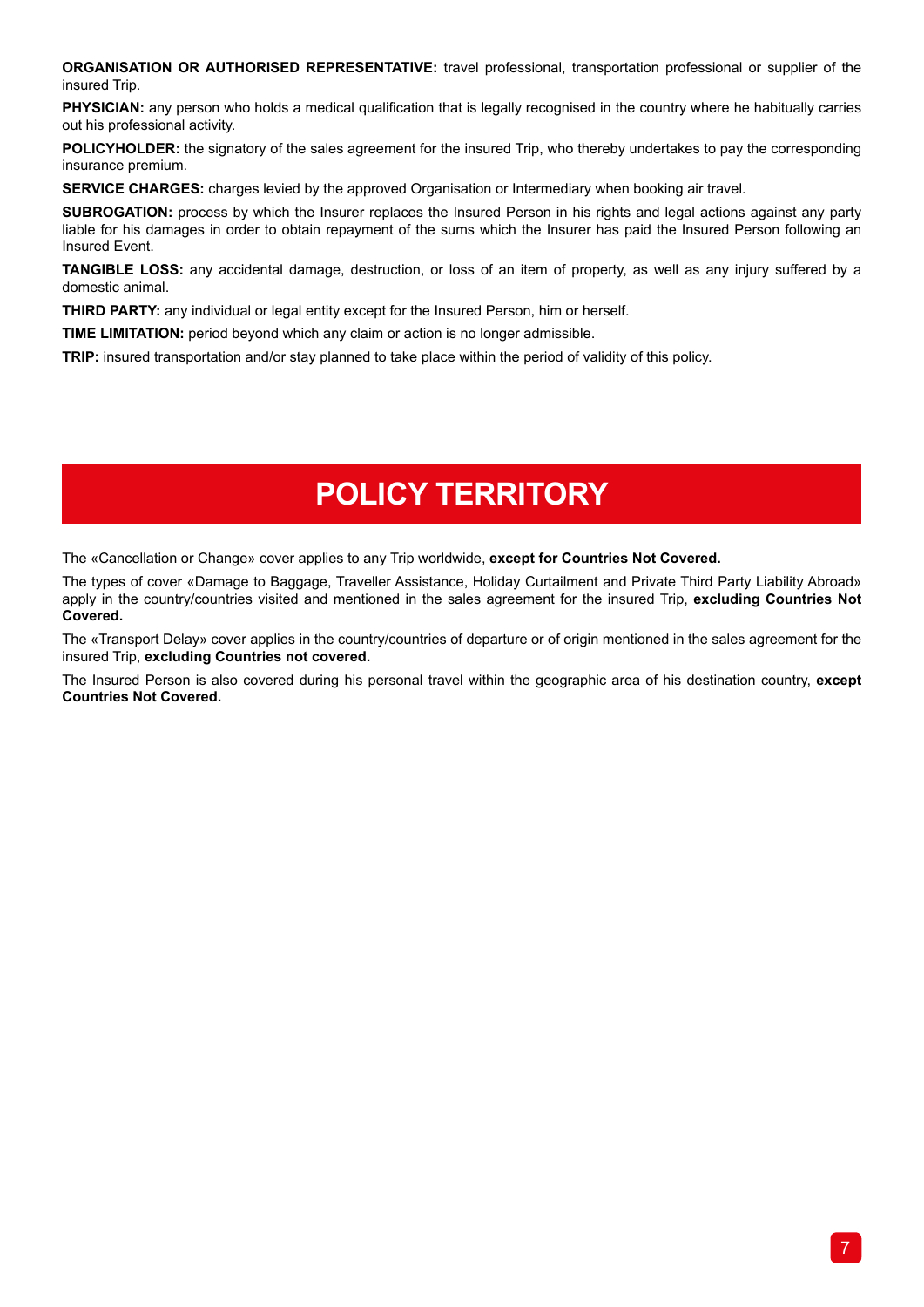**ORGANISATION OR AUTHORISED REPRESENTATIVE:** travel professional, transportation professional or supplier of the insured Trip.

**PHYSICIAN:** any person who holds a medical qualification that is legally recognised in the country where he habitually carries out his professional activity.

**POLICYHOLDER:** the signatory of the sales agreement for the insured Trip, who thereby undertakes to pay the corresponding insurance premium.

**SERVICE CHARGES:** charges levied by the approved Organisation or Intermediary when booking air travel.

**SUBROGATION:** process by which the Insurer replaces the Insured Person in his rights and legal actions against any party liable for his damages in order to obtain repayment of the sums which the Insurer has paid the Insured Person following an Insured Event.

**TANGIBLE LOSS:** any accidental damage, destruction, or loss of an item of property, as well as any injury suffered by a domestic animal.

**THIRD PARTY:** any individual or legal entity except for the Insured Person, him or herself.

**TIME LIMITATION:** period beyond which any claim or action is no longer admissible.

**TRIP:** insured transportation and/or stay planned to take place within the period of validity of this policy.

# POLICY TERRITORY

The «Cancellation or Change» cover applies to any Trip worldwide, **except for Countries Not Covered.**

The types of cover «Damage to Baggage, Traveller Assistance, Holiday Curtailment and Private Third Party Liability Abroad» apply in the country/countries visited and mentioned in the sales agreement for the insured Trip, **excluding Countries Not Covered.**

The «Transport Delay» cover applies in the country/countries of departure or of origin mentioned in the sales agreement for the insured Trip, **excluding Countries not covered.**

The Insured Person is also covered during his personal travel within the geographic area of his destination country, **except Countries Not Covered.**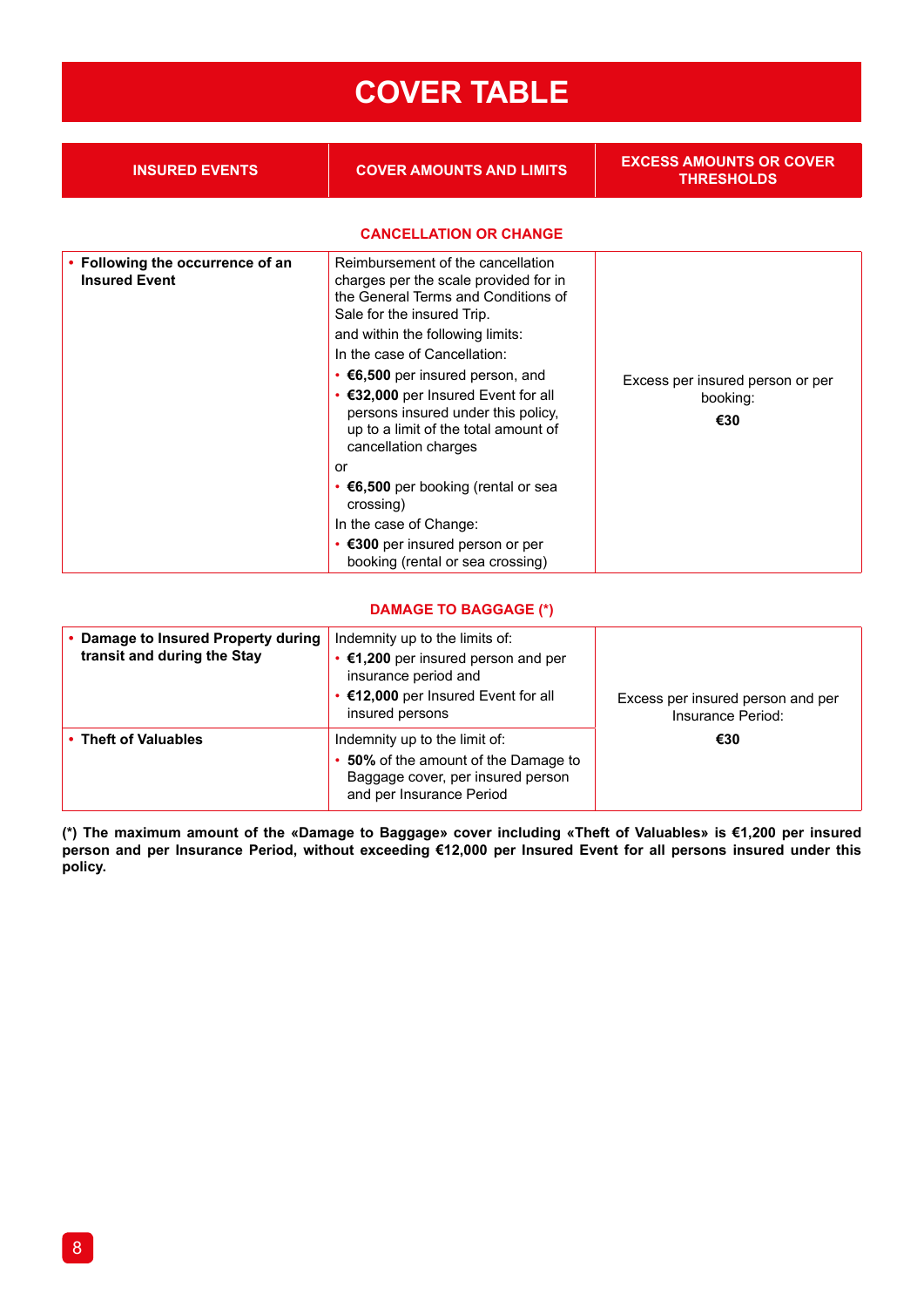# COVER TABLE

| INSURED EVENTS | COVER AMOUNTS AND LIMITS | EXCESS AMOUNTS OR COVER THRESHOLDS |
|---|---|---|
| **CANCELLATION OR CHANGE** | | |
| • **Following the occurrence of an Insured Event** | Reimbursement of the cancellation charges per the scale provided for in the General Terms and Conditions of Sale for the insured Trip.<br>and within the following limits:<br>In the case of Cancellation:<br>• **€6,500** per insured person, and<br>• **€32,000** per Insured Event for all persons insured under this policy, up to a limit of the total amount of cancellation charges<br>or<br>• **€6,500** per booking (rental or sea crossing)<br>In the case of Change:<br>• **€300** per insured person or per booking (rental or sea crossing) | Excess per insured person or per booking:<br>**€30** |
| **DAMAGE TO BAGGAGE (*)** | | |
| • **Damage to Insured Property during transit and during the Stay** | Indemnity up to the limits of:<br>• **€1,200** per insured person and per insurance period and<br>• **€12,000** per Insured Event for all insured persons | Excess per insured person and per Insurance Period:<br>**€30** |
| • **Theft of Valuables** | Indemnity up to the limit of:<br>• **50%** of the amount of the Damage to Baggage cover, per insured person and per Insurance Period | |

**(*) The maximum amount of the «Damage to Baggage» cover including «Theft of Valuables» is €1,200 per insured person and per Insurance Period, without exceeding €12,000 per Insured Event for all persons insured under this policy.**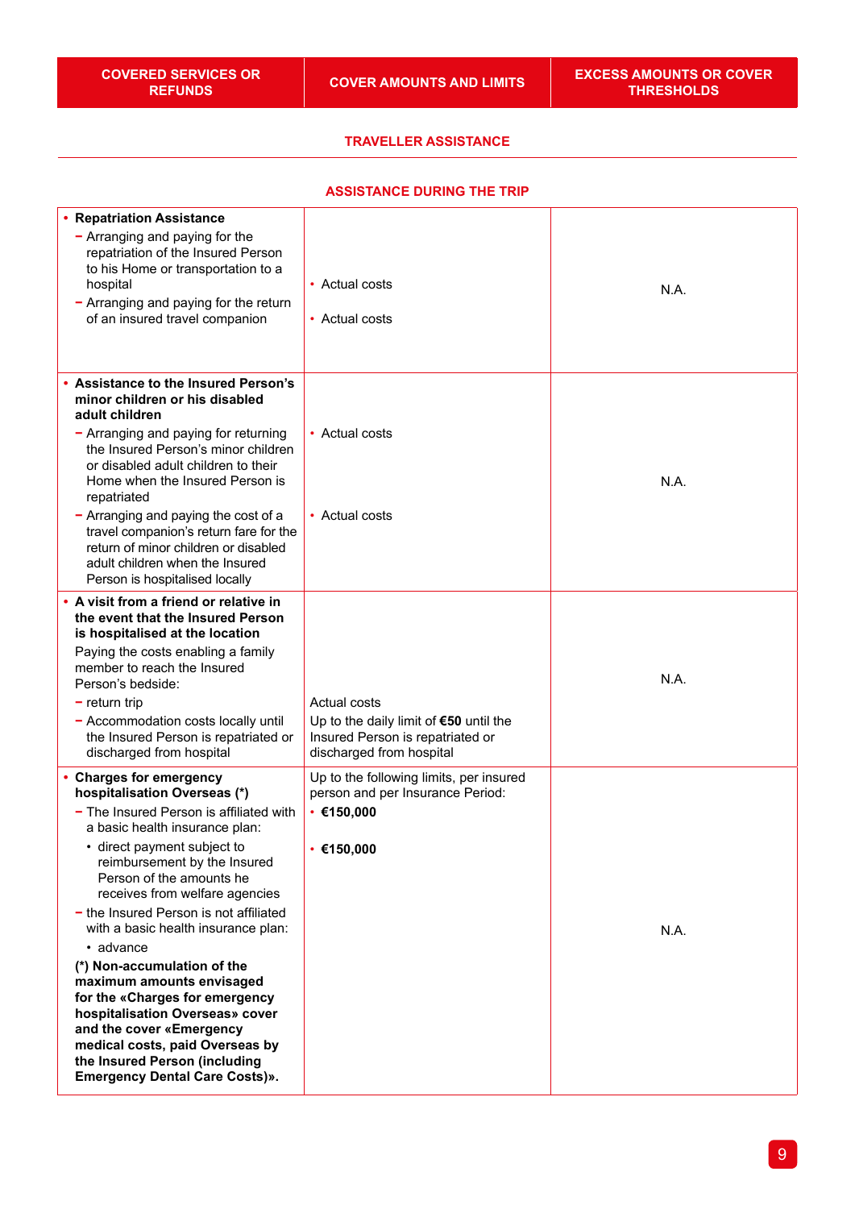| COVERED SERVICES OR REFUNDS | COVER AMOUNTS AND LIMITS | EXCESS AMOUNTS OR COVER THRESHOLDS |
|---|---|---|

## TRAVELLER ASSISTANCE

### ASSISTANCE DURING THE TRIP

| COVERED SERVICES OR REFUNDS | COVER AMOUNTS AND LIMITS | EXCESS AMOUNTS OR COVER THRESHOLDS |
|---|---|---|
| • **Repatriation Assistance**<br>– Arranging and paying for the repatriation of the Insured Person to his Home or transportation to a hospital<br>– Arranging and paying for the return of an insured travel companion | • Actual costs<br><br>• Actual costs | N.A. |
| • **Assistance to the Insured Person's minor children or his disabled adult children**<br>– Arranging and paying for returning the Insured Person's minor children or disabled adult children to their Home when the Insured Person is repatriated<br>– Arranging and paying the cost of a travel companion's return fare for the return of minor children or disabled adult children when the Insured Person is hospitalised locally | • Actual costs<br><br>• Actual costs | N.A. |
| • **A visit from a friend or relative in the event that the Insured Person is hospitalised at the location**<br>Paying the costs enabling a family member to reach the Insured Person's bedside:<br>– return trip<br>– Accommodation costs locally until the Insured Person is repatriated or discharged from hospital | Actual costs<br>Up to the daily limit of **€50** until the Insured Person is repatriated or discharged from hospital | N.A. |
| • **Charges for emergency hospitalisation Overseas (\*)**<br>– The Insured Person is affiliated with a basic health insurance plan:<br>• direct payment subject to reimbursement by the Insured Person of the amounts he receives from welfare agencies<br>– the Insured Person is not affiliated with a basic health insurance plan:<br>• advance<br>**(\*) Non-accumulation of the maximum amounts envisaged for the «Charges for emergency hospitalisation Overseas» cover and the cover «Emergency medical costs, paid Overseas by the Insured Person (including Emergency Dental Care Costs)».** | Up to the following limits, per insured person and per Insurance Period:<br>• **€150,000**<br><br>• **€150,000** | N.A. |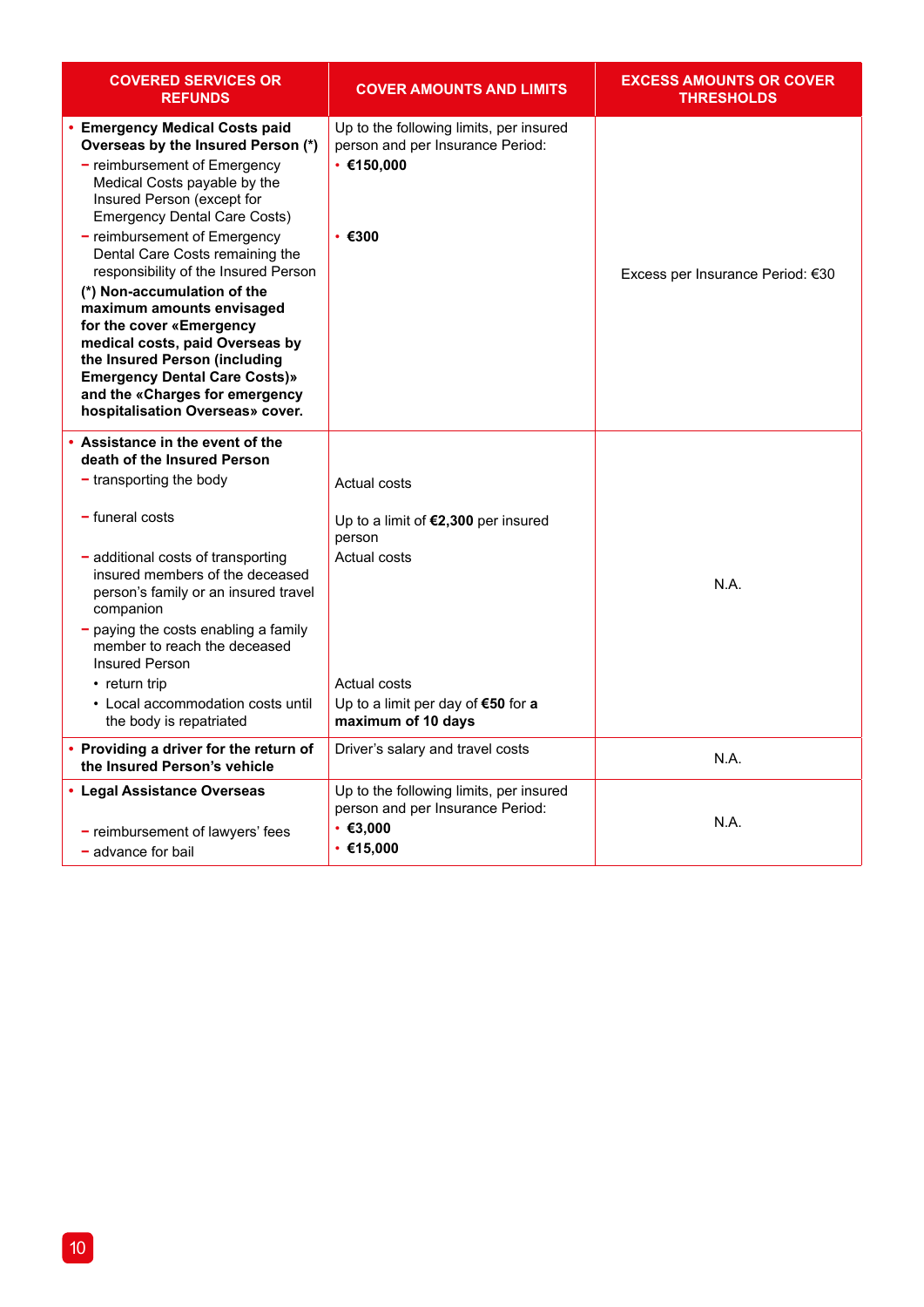| COVERED SERVICES OR REFUNDS | COVER AMOUNTS AND LIMITS | EXCESS AMOUNTS OR COVER THRESHOLDS |
|---|---|---|
| • **Emergency Medical Costs paid Overseas by the Insured Person (*)**<br>– reimbursement of Emergency Medical Costs payable by the Insured Person (except for Emergency Dental Care Costs)<br>– reimbursement of Emergency Dental Care Costs remaining the responsibility of the Insured Person<br>**(*) Non-accumulation of the maximum amounts envisaged for the cover «Emergency medical costs, paid Overseas by the Insured Person (including Emergency Dental Care Costs)» and the «Charges for emergency hospitalisation Overseas» cover.** | Up to the following limits, per insured person and per Insurance Period:<br>• **€150,000**<br>• **€300** | Excess per Insurance Period: €30 |
| • **Assistance in the event of the death of the Insured Person**<br>– transporting the body<br>– funeral costs<br>– additional costs of transporting insured members of the deceased person's family or an insured travel companion<br>– paying the costs enabling a family member to reach the deceased Insured Person<br>• return trip<br>• Local accommodation costs until the body is repatriated | Actual costs<br>Up to a limit of **€2,300** per insured person<br>Actual costs<br>Actual costs<br>Up to a limit per day of **€50** for **a maximum of 10 days** | N.A. |
| • **Providing a driver for the return of the Insured Person's vehicle** | Driver's salary and travel costs | N.A. |
| • **Legal Assistance Overseas**<br>– reimbursement of lawyers' fees<br>– advance for bail | Up to the following limits, per insured person and per Insurance Period:<br>• **€3,000**<br>• **€15,000** | N.A. |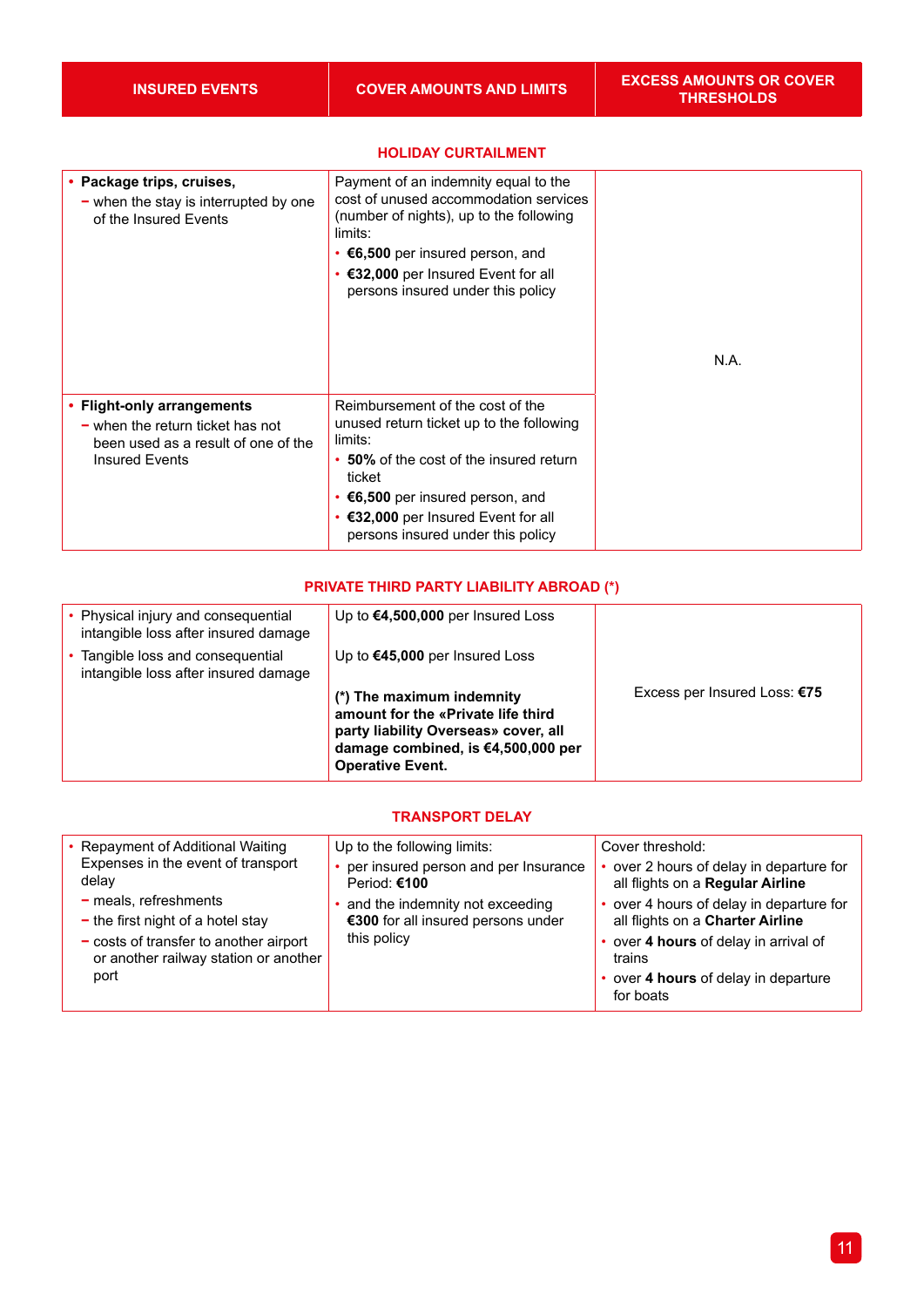| INSURED EVENTS | COVER AMOUNTS AND LIMITS | EXCESS AMOUNTS OR COVER THRESHOLDS |
|---|---|---|
| **HOLIDAY CURTAILMENT** | | |
| • **Package trips, cruises,**<br>– when the stay is interrupted by one of the Insured Events | Payment of an indemnity equal to the cost of unused accommodation services (number of nights), up to the following limits:<br>• **€6,500** per insured person, and<br>• **€32,000** per Insured Event for all persons insured under this policy | N.A. |
| • **Flight-only arrangements**<br>– when the return ticket has not been used as a result of one of the Insured Events | Reimbursement of the cost of the unused return ticket up to the following limits:<br>• **50%** of the cost of the insured return ticket<br>• **€6,500** per insured person, and<br>• **€32,000** per Insured Event for all persons insured under this policy | |
| **PRIVATE THIRD PARTY LIABILITY ABROAD (\*)** | | |
| • Physical injury and consequential intangible loss after insured damage<br>• Tangible loss and consequential intangible loss after insured damage | Up to **€4,500,000** per Insured Loss<br>Up to **€45,000** per Insured Loss<br>**(\*) The maximum indemnity amount for the «Private life third party liability Overseas» cover, all damage combined, is €4,500,000 per Operative Event.** | Excess per Insured Loss: **€75** |
| **TRANSPORT DELAY** | | |
| • Repayment of Additional Waiting Expenses in the event of transport delay<br>– meals, refreshments<br>– the first night of a hotel stay<br>– costs of transfer to another airport or another railway station or another port | Up to the following limits:<br>• per insured person and per Insurance Period: **€100**<br>• and the indemnity not exceeding **€300** for all insured persons under this policy | Cover threshold:<br>• over 2 hours of delay in departure for all flights on a **Regular Airline**<br>• over 4 hours of delay in departure for all flights on a **Charter Airline**<br>• over **4 hours** of delay in arrival of trains<br>• over **4 hours** of delay in departure for boats |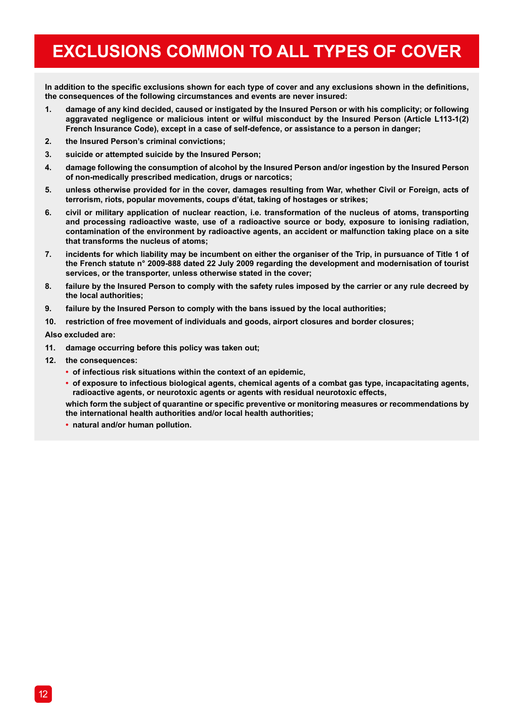# EXCLUSIONS COMMON TO ALL TYPES OF COVER

**In addition to the specific exclusions shown for each type of cover and any exclusions shown in the definitions, the consequences of the following circumstances and events are never insured:**

1. **damage of any kind decided, caused or instigated by the Insured Person or with his complicity; or following aggravated negligence or malicious intent or wilful misconduct by the Insured Person (Article L113-1(2) French Insurance Code), except in a case of self-defence, or assistance to a person in danger;**
2. **the Insured Person's criminal convictions;**
3. **suicide or attempted suicide by the Insured Person;**
4. **damage following the consumption of alcohol by the Insured Person and/or ingestion by the Insured Person of non-medically prescribed medication, drugs or narcotics;**
5. **unless otherwise provided for in the cover, damages resulting from War, whether Civil or Foreign, acts of terrorism, riots, popular movements, coups d'état, taking of hostages or strikes;**
6. **civil or military application of nuclear reaction, i.e. transformation of the nucleus of atoms, transporting and processing radioactive waste, use of a radioactive source or body, exposure to ionising radiation, contamination of the environment by radioactive agents, an accident or malfunction taking place on a site that transforms the nucleus of atoms;**
7. **incidents for which liability may be incumbent on either the organiser of the Trip, in pursuance of Title 1 of the French statute n° 2009-888 dated 22 July 2009 regarding the development and modernisation of tourist services, or the transporter, unless otherwise stated in the cover;**
8. **failure by the Insured Person to comply with the safety rules imposed by the carrier or any rule decreed by the local authorities;**
9. **failure by the Insured Person to comply with the bans issued by the local authorities;**
10. **restriction of free movement of individuals and goods, airport closures and border closures;**

**Also excluded are:**

11. **damage occurring before this policy was taken out;**
12. **the consequences:**
    - **of infectious risk situations within the context of an epidemic,**
    - **of exposure to infectious biological agents, chemical agents of a combat gas type, incapacitating agents, radioactive agents, or neurotoxic agents or agents with residual neurotoxic effects,**

    **which form the subject of quarantine or specific preventive or monitoring measures or recommendations by the international health authorities and/or local health authorities;**

    - **natural and/or human pollution.**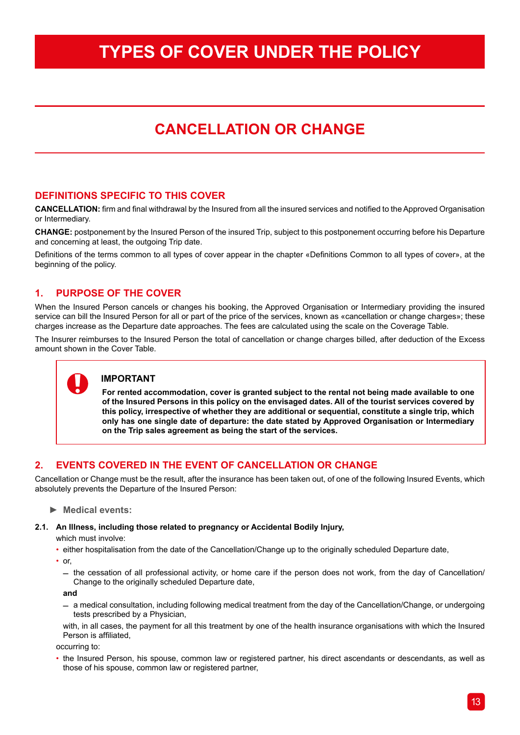# TYPES OF COVER UNDER THE POLICY

## CANCELLATION OR CHANGE

### DEFINITIONS SPECIFIC TO THIS COVER

**CANCELLATION:** firm and final withdrawal by the Insured from all the insured services and notified to the Approved Organisation or Intermediary.

**CHANGE:** postponement by the Insured Person of the insured Trip, subject to this postponement occurring before his Departure and concerning at least, the outgoing Trip date.

Definitions of the terms common to all types of cover appear in the chapter «Definitions Common to all types of cover», at the beginning of the policy.

### 1. PURPOSE OF THE COVER

When the Insured Person cancels or changes his booking, the Approved Organisation or Intermediary providing the insured service can bill the Insured Person for all or part of the price of the services, known as «cancellation or change charges»; these charges increase as the Departure date approaches. The fees are calculated using the scale on the Coverage Table.

The Insurer reimburses to the Insured Person the total of cancellation or change charges billed, after deduction of the Excess amount shown in the Cover Table.

> **IMPORTANT**
>
> **For rented accommodation, cover is granted subject to the rental not being made available to one of the Insured Persons in this policy on the envisaged dates. All of the tourist services covered by this policy, irrespective of whether they are additional or sequential, constitute a single trip, which only has one single date of departure: the date stated by Approved Organisation or Intermediary on the Trip sales agreement as being the start of the services.**

### 2. EVENTS COVERED IN THE EVENT OF CANCELLATION OR CHANGE

Cancellation or Change must be the result, after the insurance has been taken out, of one of the following Insured Events, which absolutely prevents the Departure of the Insured Person:

► **Medical events:**

**2.1. An Illness, including those related to pregnancy or Accidental Bodily Injury,**

which must involve:

- either hospitalisation from the date of the Cancellation/Change up to the originally scheduled Departure date,
- or,
  - the cessation of all professional activity, or home care if the person does not work, from the day of Cancellation/Change to the originally scheduled Departure date,

  **and**

  - a medical consultation, including following medical treatment from the day of the Cancellation/Change, or undergoing tests prescribed by a Physician,

  with, in all cases, the payment for all this treatment by one of the health insurance organisations with which the Insured Person is affiliated,

occurring to:

- the Insured Person, his spouse, common law or registered partner, his direct ascendants or descendants, as well as those of his spouse, common law or registered partner,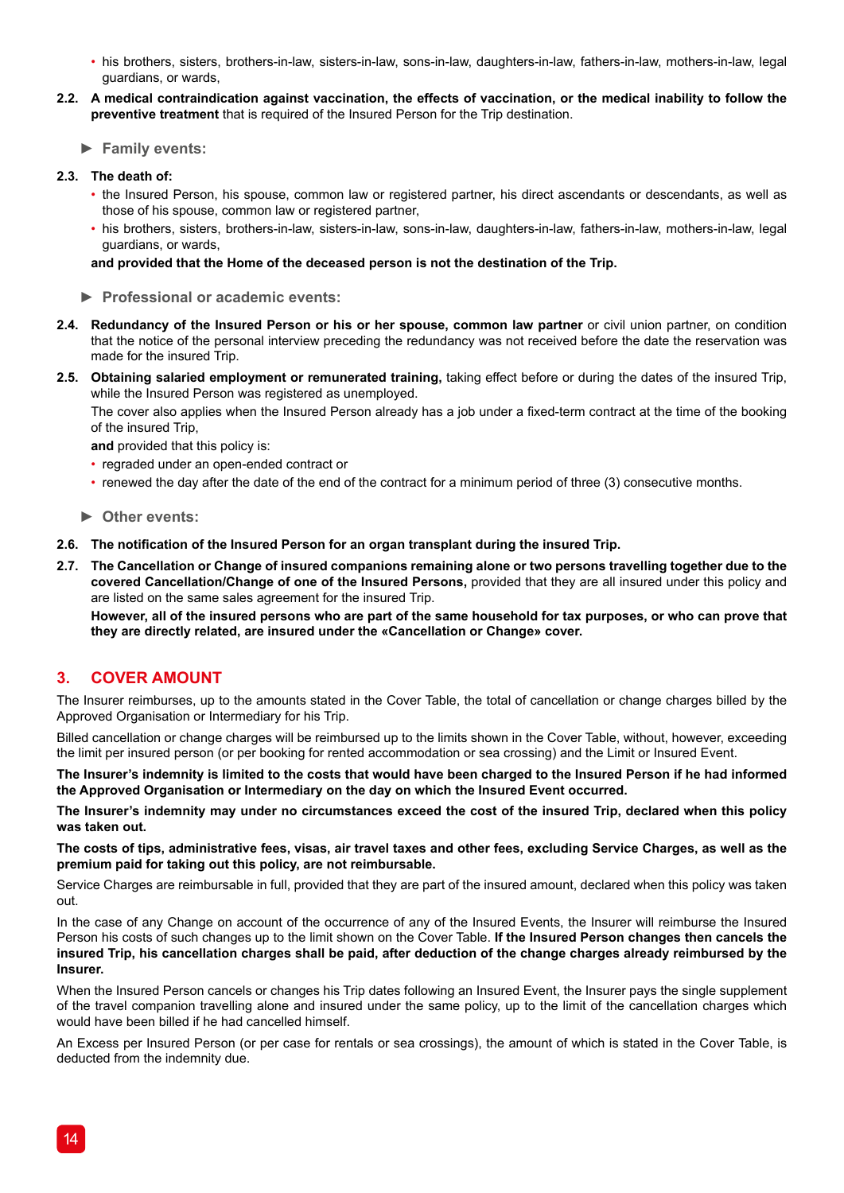- his brothers, sisters, brothers-in-law, sisters-in-law, sons-in-law, daughters-in-law, fathers-in-law, mothers-in-law, legal guardians, or wards,

**2.2. A medical contraindication against vaccination, the effects of vaccination, or the medical inability to follow the preventive treatment** that is required of the Insured Person for the Trip destination.

► **Family events:**

**2.3. The death of:**

- the Insured Person, his spouse, common law or registered partner, his direct ascendants or descendants, as well as those of his spouse, common law or registered partner,
- his brothers, sisters, brothers-in-law, sisters-in-law, sons-in-law, daughters-in-law, fathers-in-law, mothers-in-law, legal guardians, or wards,

**and provided that the Home of the deceased person is not the destination of the Trip.**

► **Professional or academic events:**

**2.4. Redundancy of the Insured Person or his or her spouse, common law partner** or civil union partner, on condition that the notice of the personal interview preceding the redundancy was not received before the date the reservation was made for the insured Trip.

**2.5. Obtaining salaried employment or remunerated training,** taking effect before or during the dates of the insured Trip, while the Insured Person was registered as unemployed.

The cover also applies when the Insured Person already has a job under a fixed-term contract at the time of the booking of the insured Trip,

**and** provided that this policy is:

- regraded under an open-ended contract or
- renewed the day after the date of the end of the contract for a minimum period of three (3) consecutive months.

► **Other events:**

**2.6. The notification of the Insured Person for an organ transplant during the insured Trip.**

**2.7. The Cancellation or Change of insured companions remaining alone or two persons travelling together due to the covered Cancellation/Change of one of the Insured Persons,** provided that they are all insured under this policy and are listed on the same sales agreement for the insured Trip.

**However, all of the insured persons who are part of the same household for tax purposes, or who can prove that they are directly related, are insured under the «Cancellation or Change» cover.**

## 3. COVER AMOUNT

The Insurer reimburses, up to the amounts stated in the Cover Table, the total of cancellation or change charges billed by the Approved Organisation or Intermediary for his Trip.

Billed cancellation or change charges will be reimbursed up to the limits shown in the Cover Table, without, however, exceeding the limit per insured person (or per booking for rented accommodation or sea crossing) and the Limit or Insured Event.

**The Insurer's indemnity is limited to the costs that would have been charged to the Insured Person if he had informed the Approved Organisation or Intermediary on the day on which the Insured Event occurred.**

**The Insurer's indemnity may under no circumstances exceed the cost of the insured Trip, declared when this policy was taken out.**

**The costs of tips, administrative fees, visas, air travel taxes and other fees, excluding Service Charges, as well as the premium paid for taking out this policy, are not reimbursable.**

Service Charges are reimbursable in full, provided that they are part of the insured amount, declared when this policy was taken out.

In the case of any Change on account of the occurrence of any of the Insured Events, the Insurer will reimburse the Insured Person his costs of such changes up to the limit shown on the Cover Table. **If the Insured Person changes then cancels the insured Trip, his cancellation charges shall be paid, after deduction of the change charges already reimbursed by the Insurer.**

When the Insured Person cancels or changes his Trip dates following an Insured Event, the Insurer pays the single supplement of the travel companion travelling alone and insured under the same policy, up to the limit of the cancellation charges which would have been billed if he had cancelled himself.

An Excess per Insured Person (or per case for rentals or sea crossings), the amount of which is stated in the Cover Table, is deducted from the indemnity due.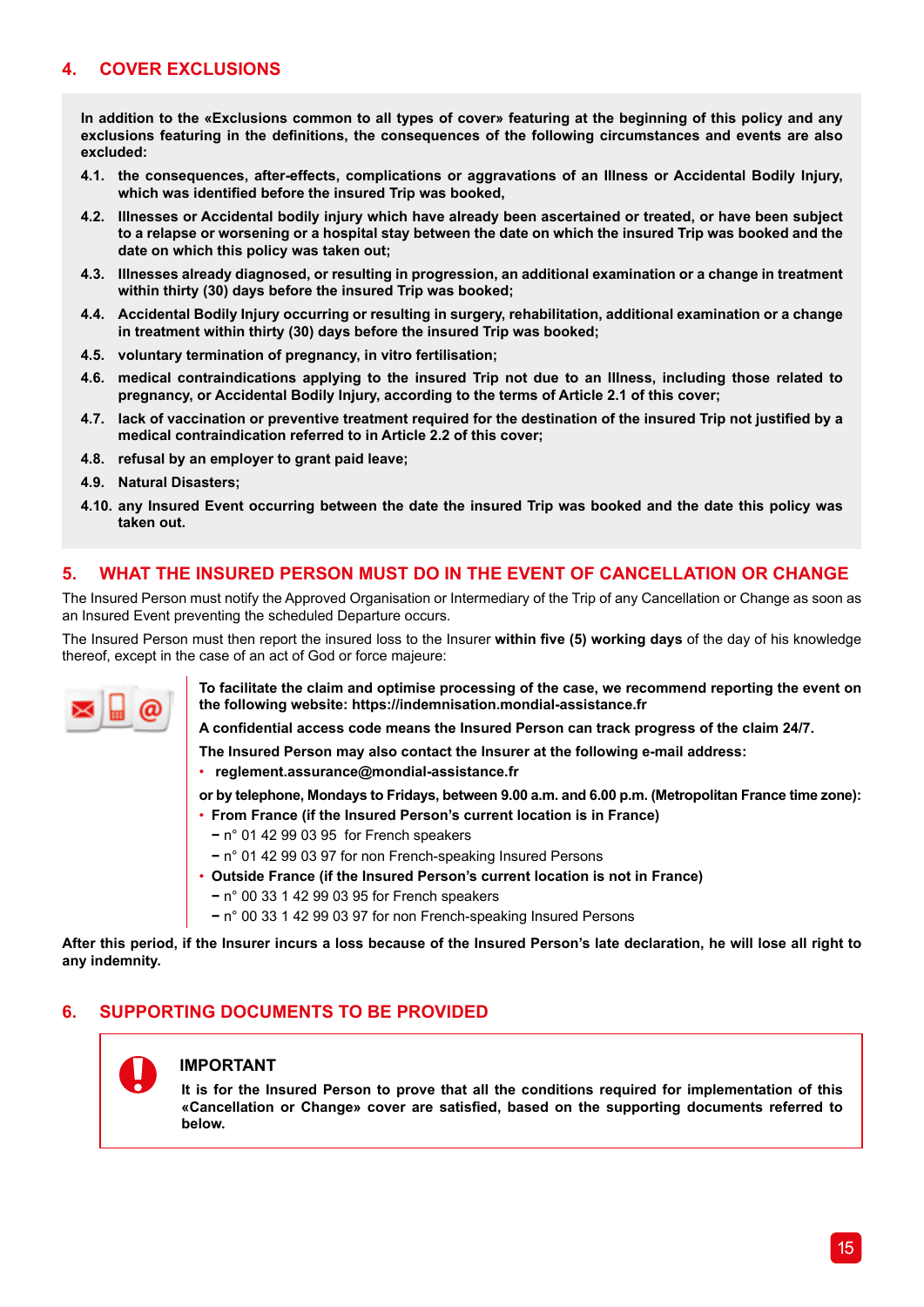## 4. COVER EXCLUSIONS

**In addition to the «Exclusions common to all types of cover» featuring at the beginning of this policy and any exclusions featuring in the definitions, the consequences of the following circumstances and events are also excluded:**

**4.1. the consequences, after-effects, complications or aggravations of an Illness or Accidental Bodily Injury, which was identified before the insured Trip was booked,**

**4.2. Illnesses or Accidental bodily injury which have already been ascertained or treated, or have been subject to a relapse or worsening or a hospital stay between the date on which the insured Trip was booked and the date on which this policy was taken out;**

**4.3. Illnesses already diagnosed, or resulting in progression, an additional examination or a change in treatment within thirty (30) days before the insured Trip was booked;**

**4.4. Accidental Bodily Injury occurring or resulting in surgery, rehabilitation, additional examination or a change in treatment within thirty (30) days before the insured Trip was booked;**

**4.5. voluntary termination of pregnancy, in vitro fertilisation;**

**4.6. medical contraindications applying to the insured Trip not due to an Illness, including those related to pregnancy, or Accidental Bodily Injury, according to the terms of Article 2.1 of this cover;**

**4.7. lack of vaccination or preventive treatment required for the destination of the insured Trip not justified by a medical contraindication referred to in Article 2.2 of this cover;**

**4.8. refusal by an employer to grant paid leave;**

**4.9. Natural Disasters;**

**4.10. any Insured Event occurring between the date the insured Trip was booked and the date this policy was taken out.**

## 5. WHAT THE INSURED PERSON MUST DO IN THE EVENT OF CANCELLATION OR CHANGE

The Insured Person must notify the Approved Organisation or Intermediary of the Trip of any Cancellation or Change as soon as an Insured Event preventing the scheduled Departure occurs.

The Insured Person must then report the insured loss to the Insurer **within five (5) working days** of the day of his knowledge thereof, except in the case of an act of God or force majeure:

**To facilitate the claim and optimise processing of the case, we recommend reporting the event on the following website: https://indemnisation.mondial-assistance.fr**

**A confidential access code means the Insured Person can track progress of the claim 24/7.**

**The Insured Person may also contact the Insurer at the following e-mail address:**

- **reglement.assurance@mondial-assistance.fr**

**or by telephone, Mondays to Fridays, between 9.00 a.m. and 6.00 p.m. (Metropolitan France time zone):**

- **From France (if the Insured Person's current location is in France)**
  - n° 01 42 99 03 95 for French speakers
  - n° 01 42 99 03 97 for non French-speaking Insured Persons
- **Outside France (if the Insured Person's current location is not in France)**
  - n° 00 33 1 42 99 03 95 for French speakers
  - n° 00 33 1 42 99 03 97 for non French-speaking Insured Persons

**After this period, if the Insurer incurs a loss because of the Insured Person's late declaration, he will lose all right to any indemnity.**

## 6. SUPPORTING DOCUMENTS TO BE PROVIDED

**IMPORTANT**

**It is for the Insured Person to prove that all the conditions required for implementation of this «Cancellation or Change» cover are satisfied, based on the supporting documents referred to below.**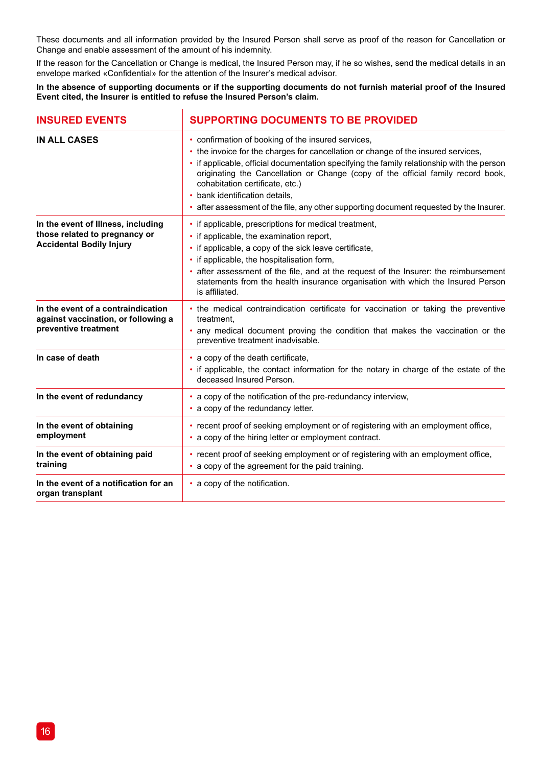These documents and all information provided by the Insured Person shall serve as proof of the reason for Cancellation or Change and enable assessment of the amount of his indemnity.

If the reason for the Cancellation or Change is medical, the Insured Person may, if he so wishes, send the medical details in an envelope marked «Confidential» for the attention of the Insurer's medical advisor.

**In the absence of supporting documents or if the supporting documents do not furnish material proof of the Insured Event cited, the Insurer is entitled to refuse the Insured Person's claim.**

| INSURED EVENTS | SUPPORTING DOCUMENTS TO BE PROVIDED |
|---|---|
| **IN ALL CASES** | • confirmation of booking of the insured services,<br>• the invoice for the charges for cancellation or change of the insured services,<br>• if applicable, official documentation specifying the family relationship with the person originating the Cancellation or Change (copy of the official family record book, cohabitation certificate, etc.)<br>• bank identification details,<br>• after assessment of the file, any other supporting document requested by the Insurer. |
| **In the event of Illness, including those related to pregnancy or Accidental Bodily Injury** | • if applicable, prescriptions for medical treatment,<br>• if applicable, the examination report,<br>• if applicable, a copy of the sick leave certificate,<br>• if applicable, the hospitalisation form,<br>• after assessment of the file, and at the request of the Insurer: the reimbursement statements from the health insurance organisation with which the Insured Person is affiliated. |
| **In the event of a contraindication against vaccination, or following a preventive treatment** | • the medical contraindication certificate for vaccination or taking the preventive treatment,<br>• any medical document proving the condition that makes the vaccination or the preventive treatment inadvisable. |
| **In case of death** | • a copy of the death certificate,<br>• if applicable, the contact information for the notary in charge of the estate of the deceased Insured Person. |
| **In the event of redundancy** | • a copy of the notification of the pre-redundancy interview,<br>• a copy of the redundancy letter. |
| **In the event of obtaining employment** | • recent proof of seeking employment or of registering with an employment office,<br>• a copy of the hiring letter or employment contract. |
| **In the event of obtaining paid training** | • recent proof of seeking employment or of registering with an employment office,<br>• a copy of the agreement for the paid training. |
| **In the event of a notification for an organ transplant** | • a copy of the notification. |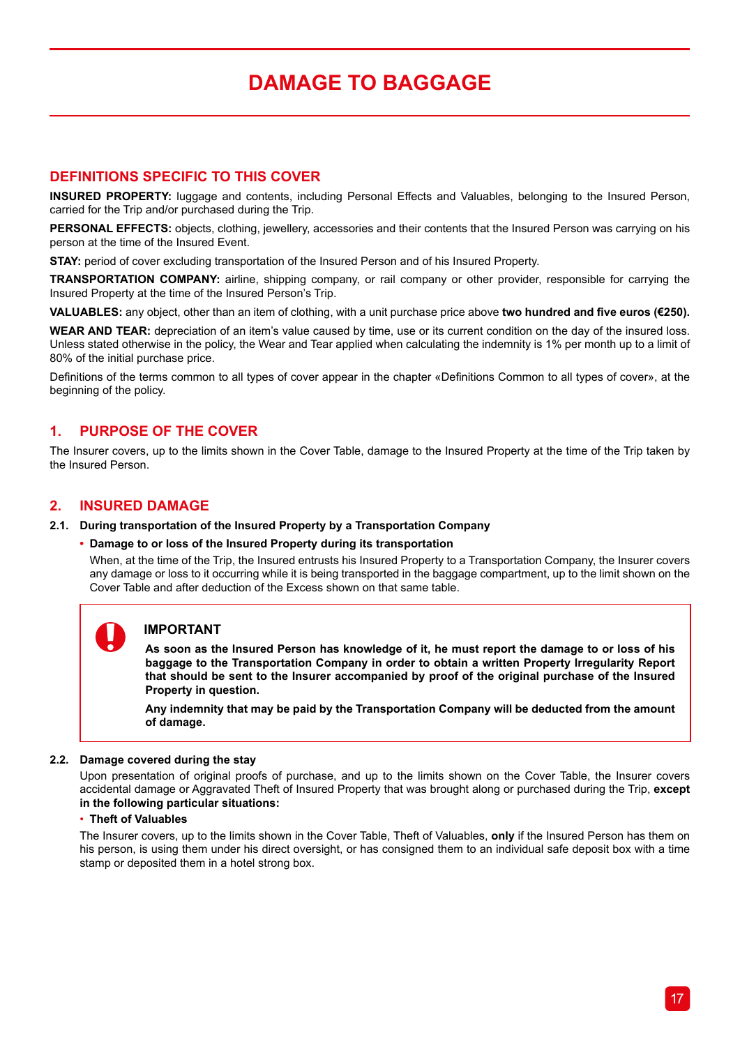# DAMAGE TO BAGGAGE

## DEFINITIONS SPECIFIC TO THIS COVER

**INSURED PROPERTY:** luggage and contents, including Personal Effects and Valuables, belonging to the Insured Person, carried for the Trip and/or purchased during the Trip.

**PERSONAL EFFECTS:** objects, clothing, jewellery, accessories and their contents that the Insured Person was carrying on his person at the time of the Insured Event.

**STAY:** period of cover excluding transportation of the Insured Person and of his Insured Property.

**TRANSPORTATION COMPANY:** airline, shipping company, or rail company or other provider, responsible for carrying the Insured Property at the time of the Insured Person's Trip.

**VALUABLES:** any object, other than an item of clothing, with a unit purchase price above **two hundred and five euros (€250).**

**WEAR AND TEAR:** depreciation of an item's value caused by time, use or its current condition on the day of the insured loss. Unless stated otherwise in the policy, the Wear and Tear applied when calculating the indemnity is 1% per month up to a limit of 80% of the initial purchase price.

Definitions of the terms common to all types of cover appear in the chapter «Definitions Common to all types of cover», at the beginning of the policy.

## 1. PURPOSE OF THE COVER

The Insurer covers, up to the limits shown in the Cover Table, damage to the Insured Property at the time of the Trip taken by the Insured Person.

## 2. INSURED DAMAGE

### 2.1. During transportation of the Insured Property by a Transportation Company

- **Damage to or loss of the Insured Property during its transportation**

  When, at the time of the Trip, the Insured entrusts his Insured Property to a Transportation Company, the Insurer covers any damage or loss to it occurring while it is being transported in the baggage compartment, up to the limit shown on the Cover Table and after deduction of the Excess shown on that same table.

> **IMPORTANT**
>
> **As soon as the Insured Person has knowledge of it, he must report the damage to or loss of his baggage to the Transportation Company in order to obtain a written Property Irregularity Report that should be sent to the Insurer accompanied by proof of the original purchase of the Insured Property in question.**
>
> **Any indemnity that may be paid by the Transportation Company will be deducted from the amount of damage.**

### 2.2. Damage covered during the stay

Upon presentation of original proofs of purchase, and up to the limits shown on the Cover Table, the Insurer covers accidental damage or Aggravated Theft of Insured Property that was brought along or purchased during the Trip, **except in the following particular situations:**

- **Theft of Valuables**

The Insurer covers, up to the limits shown in the Cover Table, Theft of Valuables, **only** if the Insured Person has them on his person, is using them under his direct oversight, or has consigned them to an individual safe deposit box with a time stamp or deposited them in a hotel strong box.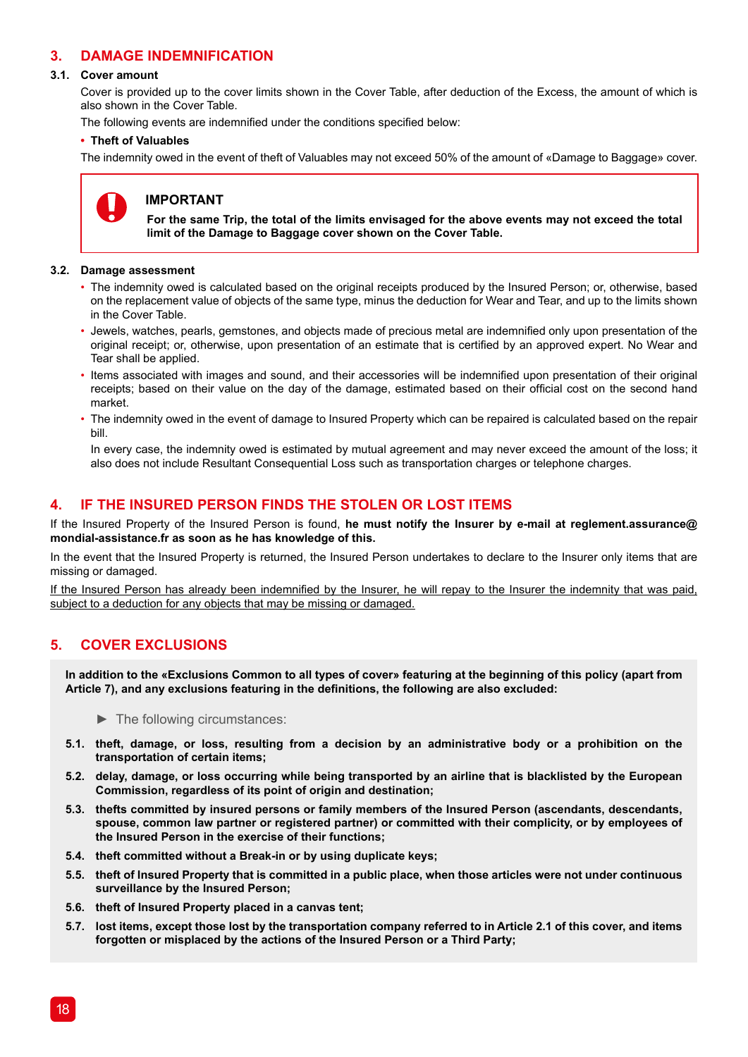## 3. DAMAGE INDEMNIFICATION

### 3.1. Cover amount

Cover is provided up to the cover limits shown in the Cover Table, after deduction of the Excess, the amount of which is also shown in the Cover Table.

The following events are indemnified under the conditions specified below:

- **Theft of Valuables**

The indemnity owed in the event of theft of Valuables may not exceed 50% of the amount of «Damage to Baggage» cover.

> **IMPORTANT**
>
> **For the same Trip, the total of the limits envisaged for the above events may not exceed the total limit of the Damage to Baggage cover shown on the Cover Table.**

### 3.2. Damage assessment

- The indemnity owed is calculated based on the original receipts produced by the Insured Person; or, otherwise, based on the replacement value of objects of the same type, minus the deduction for Wear and Tear, and up to the limits shown in the Cover Table.
- Jewels, watches, pearls, gemstones, and objects made of precious metal are indemnified only upon presentation of the original receipt; or, otherwise, upon presentation of an estimate that is certified by an approved expert. No Wear and Tear shall be applied.
- Items associated with images and sound, and their accessories will be indemnified upon presentation of their original receipts; based on their value on the day of the damage, estimated based on their official cost on the second hand market.
- The indemnity owed in the event of damage to Insured Property which can be repaired is calculated based on the repair bill.

  In every case, the indemnity owed is estimated by mutual agreement and may never exceed the amount of the loss; it also does not include Resultant Consequential Loss such as transportation charges or telephone charges.

## 4. IF THE INSURED PERSON FINDS THE STOLEN OR LOST ITEMS

If the Insured Property of the Insured Person is found, **he must notify the Insurer by e-mail at reglement.assurance@mondial-assistance.fr as soon as he has knowledge of this.**

In the event that the Insured Property is returned, the Insured Person undertakes to declare to the Insurer only items that are missing or damaged.

<u>If the Insured Person has already been indemnified by the Insurer, he will repay to the Insurer the indemnity that was paid, subject to a deduction for any objects that may be missing or damaged.</u>

## 5. COVER EXCLUSIONS

**In addition to the «Exclusions Common to all types of cover» featuring at the beginning of this policy (apart from Article 7), and any exclusions featuring in the definitions, the following are also excluded:**

► The following circumstances:

**5.1.** **theft, damage, or loss, resulting from a decision by an administrative body or a prohibition on the transportation of certain items;**

**5.2.** **delay, damage, or loss occurring while being transported by an airline that is blacklisted by the European Commission, regardless of its point of origin and destination;**

**5.3.** **thefts committed by insured persons or family members of the Insured Person (ascendants, descendants, spouse, common law partner or registered partner) or committed with their complicity, or by employees of the Insured Person in the exercise of their functions;**

**5.4.** **theft committed without a Break-in or by using duplicate keys;**

**5.5.** **theft of Insured Property that is committed in a public place, when those articles were not under continuous surveillance by the Insured Person;**

**5.6.** **theft of Insured Property placed in a canvas tent;**

**5.7.** **lost items, except those lost by the transportation company referred to in Article 2.1 of this cover, and items forgotten or misplaced by the actions of the Insured Person or a Third Party;**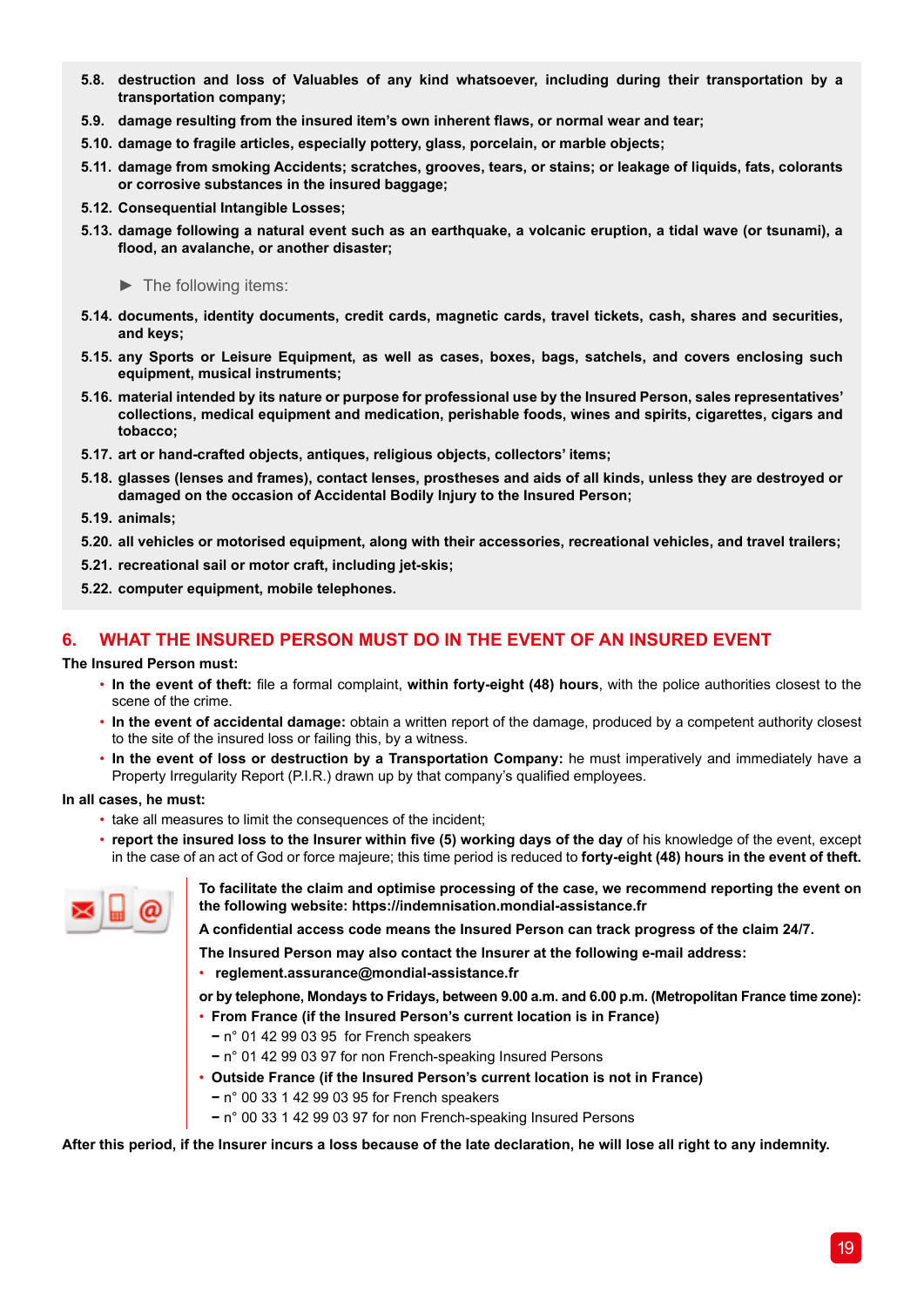**5.8. destruction and loss of Valuables of any kind whatsoever, including during their transportation by a transportation company;**

**5.9. damage resulting from the insured item's own inherent flaws, or normal wear and tear;**

**5.10. damage to fragile articles, especially pottery, glass, porcelain, or marble objects;**

**5.11. damage from smoking Accidents; scratches, grooves, tears, or stains; or leakage of liquids, fats, colorants or corrosive substances in the insured baggage;**

**5.12. Consequential Intangible Losses;**

**5.13. damage following a natural event such as an earthquake, a volcanic eruption, a tidal wave (or tsunami), a flood, an avalanche, or another disaster;**

► The following items:

**5.14. documents, identity documents, credit cards, magnetic cards, travel tickets, cash, shares and securities, and keys;**

**5.15. any Sports or Leisure Equipment, as well as cases, boxes, bags, satchels, and covers enclosing such equipment, musical instruments;**

**5.16. material intended by its nature or purpose for professional use by the Insured Person, sales representatives' collections, medical equipment and medication, perishable foods, wines and spirits, cigarettes, cigars and tobacco;**

**5.17. art or hand-crafted objects, antiques, religious objects, collectors' items;**

**5.18. glasses (lenses and frames), contact lenses, prostheses and aids of all kinds, unless they are destroyed or damaged on the occasion of Accidental Bodily Injury to the Insured Person;**

**5.19. animals;**

**5.20. all vehicles or motorised equipment, along with their accessories, recreational vehicles, and travel trailers;**

**5.21. recreational sail or motor craft, including jet-skis;**

**5.22. computer equipment, mobile telephones.**

## 6. WHAT THE INSURED PERSON MUST DO IN THE EVENT OF AN INSURED EVENT

**The Insured Person must:**

- **In the event of theft:** file a formal complaint, **within forty-eight (48) hours**, with the police authorities closest to the scene of the crime.
- **In the event of accidental damage:** obtain a written report of the damage, produced by a competent authority closest to the site of the insured loss or failing this, by a witness.
- **In the event of loss or destruction by a Transportation Company:** he must imperatively and immediately have a Property Irregularity Report (P.I.R.) drawn up by that company's qualified employees.

**In all cases, he must:**

- take all measures to limit the consequences of the incident;
- **report the insured loss to the Insurer within five (5) working days of the day** of his knowledge of the event, except in the case of an act of God or force majeure; this time period is reduced to **forty-eight (48) hours in the event of theft.**

**To facilitate the claim and optimise processing of the case, we recommend reporting the event on the following website: https://indemnisation.mondial-assistance.fr**

**A confidential access code means the Insured Person can track progress of the claim 24/7.**

**The Insured Person may also contact the Insurer at the following e-mail address:**

- **reglement.assurance@mondial-assistance.fr**

**or by telephone, Mondays to Fridays, between 9.00 a.m. and 6.00 p.m. (Metropolitan France time zone):**

- **From France (if the Insured Person's current location is in France)**
  - n° 01 42 99 03 95 for French speakers
  - n° 01 42 99 03 97 for non French-speaking Insured Persons
- **Outside France (if the Insured Person's current location is not in France)**
  - n° 00 33 1 42 99 03 95 for French speakers
  - n° 00 33 1 42 99 03 97 for non French-speaking Insured Persons

**After this period, if the Insurer incurs a loss because of the late declaration, he will lose all right to any indemnity.**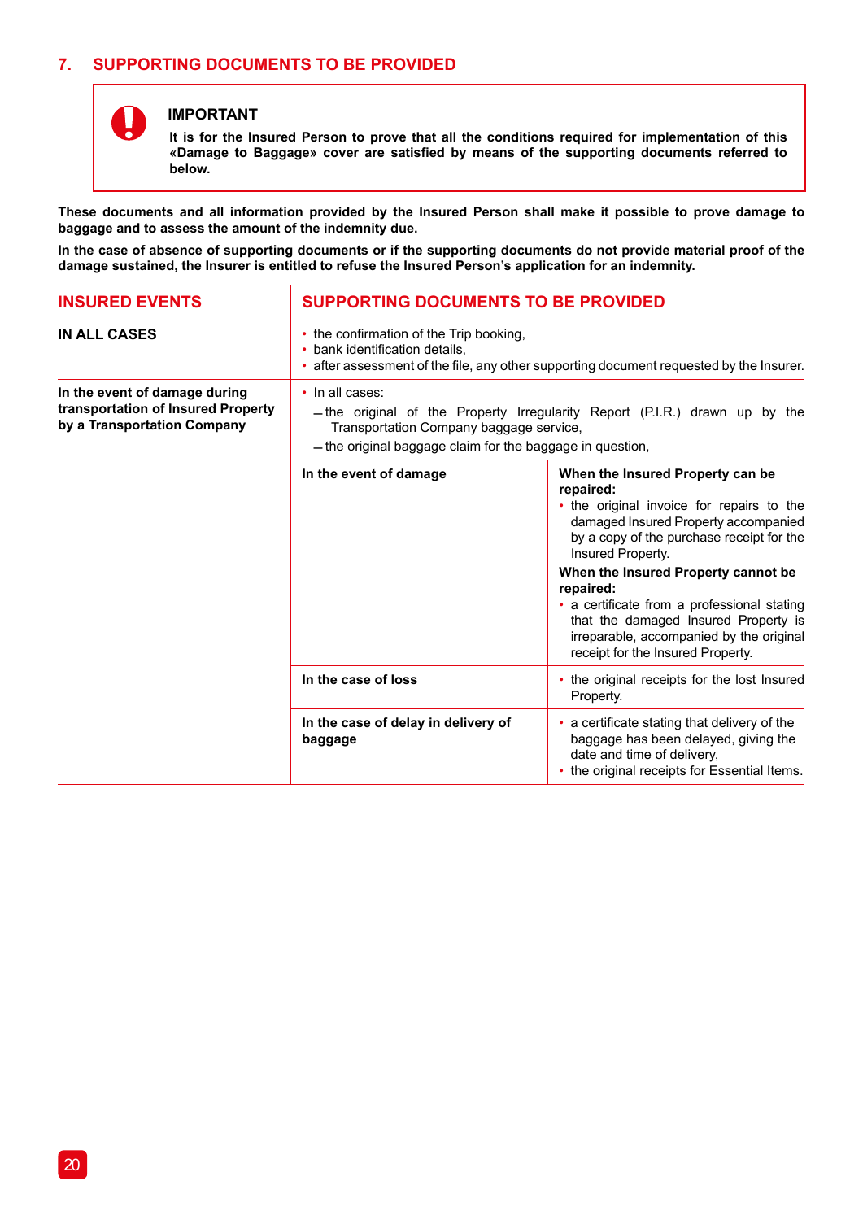## 7. SUPPORTING DOCUMENTS TO BE PROVIDED

> **IMPORTANT**
>
> **It is for the Insured Person to prove that all the conditions required for implementation of this «Damage to Baggage» cover are satisfied by means of the supporting documents referred to below.**

**These documents and all information provided by the Insured Person shall make it possible to prove damage to baggage and to assess the amount of the indemnity due.**

**In the case of absence of supporting documents or if the supporting documents do not provide material proof of the damage sustained, the Insurer is entitled to refuse the Insured Person's application for an indemnity.**

| INSURED EVENTS | SUPPORTING DOCUMENTS TO BE PROVIDED | |
|---|---|---|
| **IN ALL CASES** | • the confirmation of the Trip booking,<br>• bank identification details,<br>• after assessment of the file, any other supporting document requested by the Insurer. | |
| **In the event of damage during transportation of Insured Property by a Transportation Company** | • In all cases:<br>– the original of the Property Irregularity Report (P.I.R.) drawn up by the Transportation Company baggage service,<br>– the original baggage claim for the baggage in question, | |
| | **In the event of damage** | **When the Insured Property can be repaired:**<br>• the original invoice for repairs to the damaged Insured Property accompanied by a copy of the purchase receipt for the Insured Property.<br>**When the Insured Property cannot be repaired:**<br>• a certificate from a professional stating that the damaged Insured Property is irreparable, accompanied by the original receipt for the Insured Property. |
| | **In the case of loss** | • the original receipts for the lost Insured Property. |
| | **In the case of delay in delivery of baggage** | • a certificate stating that delivery of the baggage has been delayed, giving the date and time of delivery,<br>• the original receipts for Essential Items. |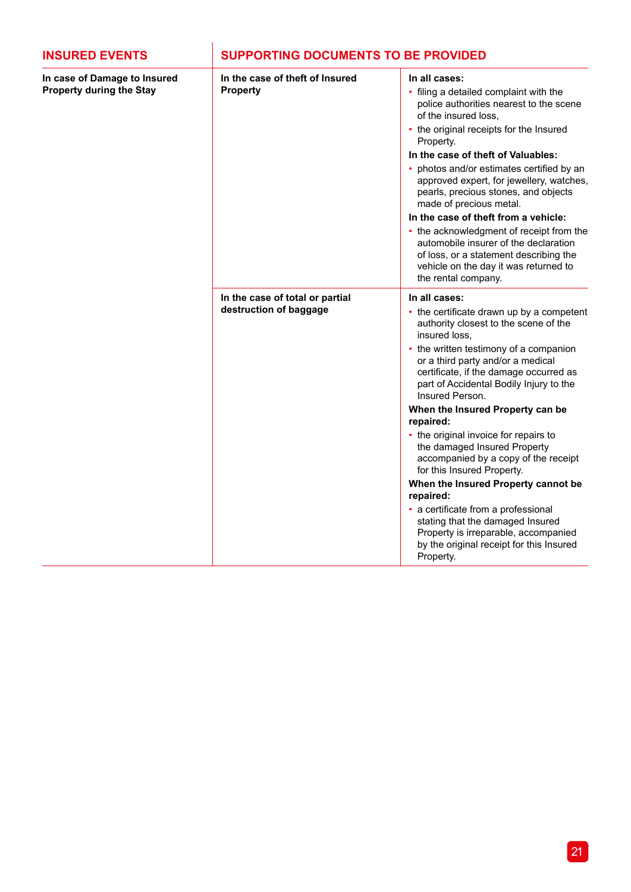| INSURED EVENTS | SUPPORTING DOCUMENTS TO BE PROVIDED | |
|---|---|---|
| **In case of Damage to Insured Property during the Stay** | **In the case of theft of Insured Property** | **In all cases:**<br>• filing a detailed complaint with the police authorities nearest to the scene of the insured loss,<br>• the original receipts for the Insured Property.<br>**In the case of theft of Valuables:**<br>• photos and/or estimates certified by an approved expert, for jewellery, watches, pearls, precious stones, and objects made of precious metal.<br>**In the case of theft from a vehicle:**<br>• the acknowledgment of receipt from the automobile insurer of the declaration of loss, or a statement describing the vehicle on the day it was returned to the rental company. |
| | **In the case of total or partial destruction of baggage** | **In all cases:**<br>• the certificate drawn up by a competent authority closest to the scene of the insured loss,<br>• the written testimony of a companion or a third party and/or a medical certificate, if the damage occurred as part of Accidental Bodily Injury to the Insured Person.<br>**When the Insured Property can be repaired:**<br>• the original invoice for repairs to the damaged Insured Property accompanied by a copy of the receipt for this Insured Property.<br>**When the Insured Property cannot be repaired:**<br>• a certificate from a professional stating that the damaged Insured Property is irreparable, accompanied by the original receipt for this Insured Property. |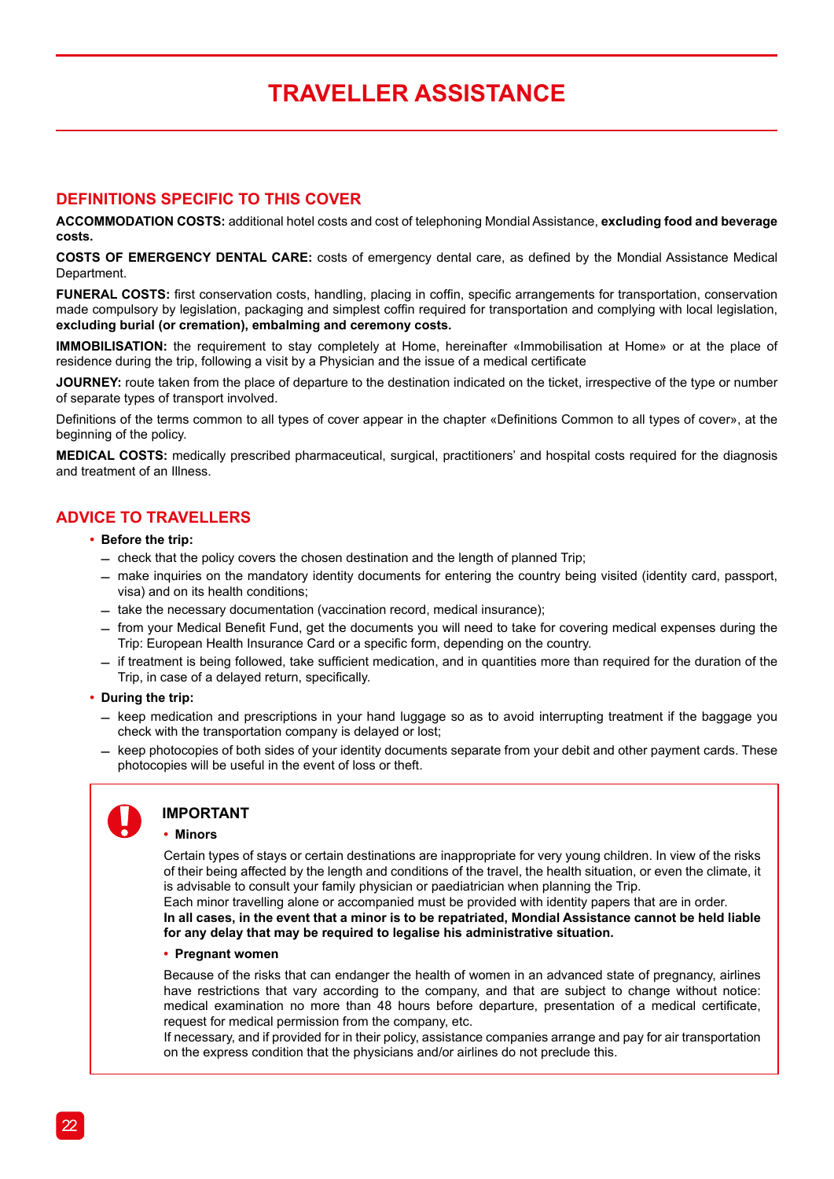# TRAVELLER ASSISTANCE

## DEFINITIONS SPECIFIC TO THIS COVER

**ACCOMMODATION COSTS:** additional hotel costs and cost of telephoning Mondial Assistance, **excluding food and beverage costs.**

**COSTS OF EMERGENCY DENTAL CARE:** costs of emergency dental care, as defined by the Mondial Assistance Medical Department.

**FUNERAL COSTS:** first conservation costs, handling, placing in coffin, specific arrangements for transportation, conservation made compulsory by legislation, packaging and simplest coffin required for transportation and complying with local legislation, **excluding burial (or cremation), embalming and ceremony costs.**

**IMMOBILISATION:** the requirement to stay completely at Home, hereinafter «Immobilisation at Home» or at the place of residence during the trip, following a visit by a Physician and the issue of a medical certificate

**JOURNEY:** route taken from the place of departure to the destination indicated on the ticket, irrespective of the type or number of separate types of transport involved.

Definitions of the terms common to all types of cover appear in the chapter «Definitions Common to all types of cover», at the beginning of the policy.

**MEDICAL COSTS:** medically prescribed pharmaceutical, surgical, practitioners' and hospital costs required for the diagnosis and treatment of an Illness.

## ADVICE TO TRAVELLERS

- **Before the trip:**
  - check that the policy covers the chosen destination and the length of planned Trip;
  - make inquiries on the mandatory identity documents for entering the country being visited (identity card, passport, visa) and on its health conditions;
  - take the necessary documentation (vaccination record, medical insurance);
  - from your Medical Benefit Fund, get the documents you will need to take for covering medical expenses during the Trip: European Health Insurance Card or a specific form, depending on the country.
  - if treatment is being followed, take sufficient medication, and in quantities more than required for the duration of the Trip, in case of a delayed return, specifically.
- **During the trip:**
  - keep medication and prescriptions in your hand luggage so as to avoid interrupting treatment if the baggage you check with the transportation company is delayed or lost;
  - keep photocopies of both sides of your identity documents separate from your debit and other payment cards. These photocopies will be useful in the event of loss or theft.

### IMPORTANT

- **Minors**

Certain types of stays or certain destinations are inappropriate for very young children. In view of the risks of their being affected by the length and conditions of the travel, the health situation, or even the climate, it is advisable to consult your family physician or paediatrician when planning the Trip.
Each minor travelling alone or accompanied must be provided with identity papers that are in order.
**In all cases, in the event that a minor is to be repatriated, Mondial Assistance cannot be held liable for any delay that may be required to legalise his administrative situation.**

- **Pregnant women**

Because of the risks that can endanger the health of women in an advanced state of pregnancy, airlines have restrictions that vary according to the company, and that are subject to change without notice: medical examination no more than 48 hours before departure, presentation of a medical certificate, request for medical permission from the company, etc.
If necessary, and if provided for in their policy, assistance companies arrange and pay for air transportation on the express condition that the physicians and/or airlines do not preclude this.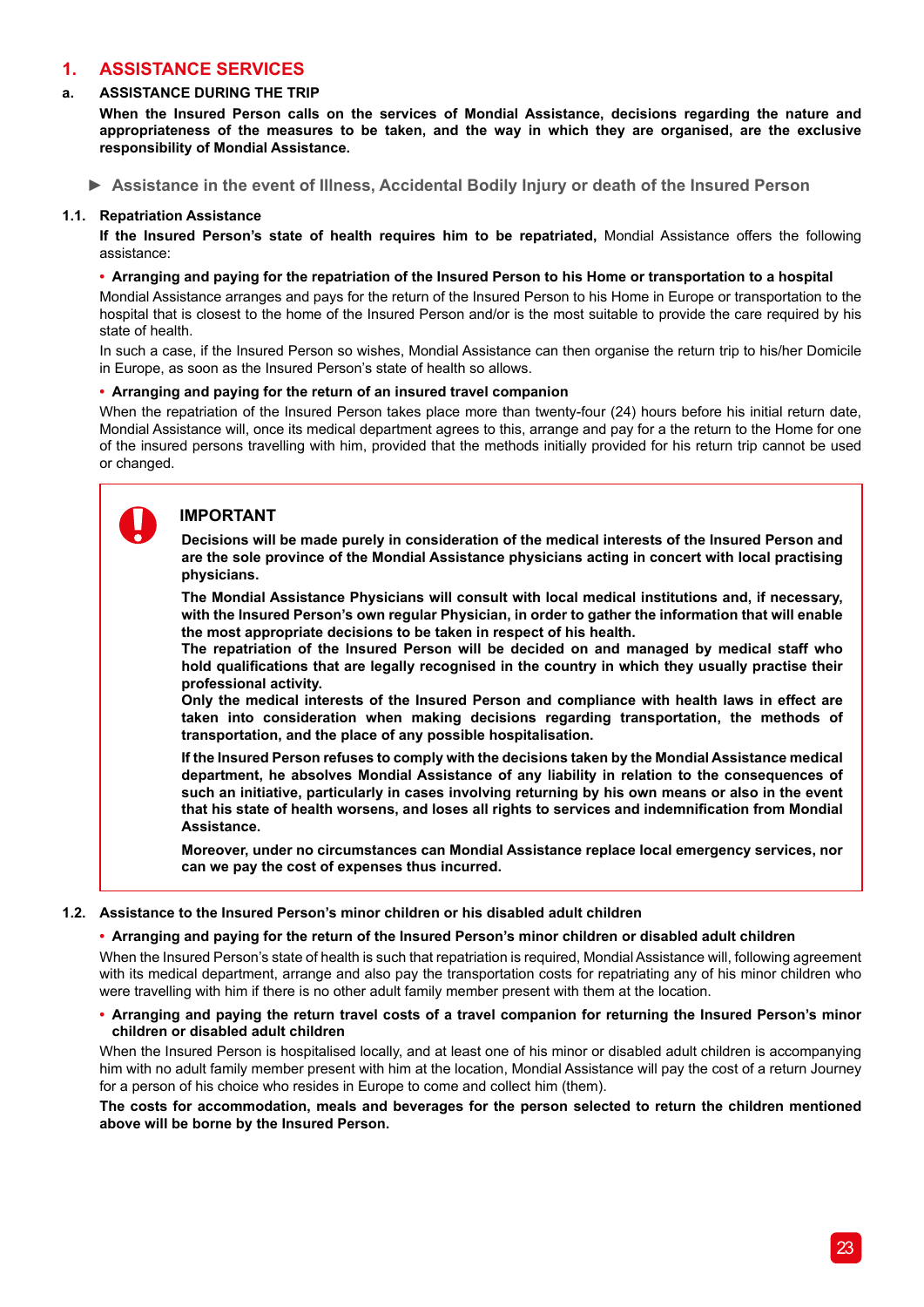# 1. ASSISTANCE SERVICES

## a. ASSISTANCE DURING THE TRIP

**When the Insured Person calls on the services of Mondial Assistance, decisions regarding the nature and appropriateness of the measures to be taken, and the way in which they are organised, are the exclusive responsibility of Mondial Assistance.**

### ► Assistance in the event of Illness, Accidental Bodily Injury or death of the Insured Person

### 1.1. Repatriation Assistance

**If the Insured Person's state of health requires him to be repatriated,** Mondial Assistance offers the following assistance:

- **Arranging and paying for the repatriation of the Insured Person to his Home or transportation to a hospital**

Mondial Assistance arranges and pays for the return of the Insured Person to his Home in Europe or transportation to the hospital that is closest to the home of the Insured Person and/or is the most suitable to provide the care required by his state of health.

In such a case, if the Insured Person so wishes, Mondial Assistance can then organise the return trip to his/her Domicile in Europe, as soon as the Insured Person's state of health so allows.

- **Arranging and paying for the return of an insured travel companion**

When the repatriation of the Insured Person takes place more than twenty-four (24) hours before his initial return date, Mondial Assistance will, once its medical department agrees to this, arrange and pay for a the return to the Home for one of the insured persons travelling with him, provided that the methods initially provided for his return trip cannot be used or changed.

> **IMPORTANT**
>
> **Decisions will be made purely in consideration of the medical interests of the Insured Person and are the sole province of the Mondial Assistance physicians acting in concert with local practising physicians.**
>
> **The Mondial Assistance Physicians will consult with local medical institutions and, if necessary, with the Insured Person's own regular Physician, in order to gather the information that will enable the most appropriate decisions to be taken in respect of his health.**
> **The repatriation of the Insured Person will be decided on and managed by medical staff who hold qualifications that are legally recognised in the country in which they usually practise their professional activity.**
> **Only the medical interests of the Insured Person and compliance with health laws in effect are taken into consideration when making decisions regarding transportation, the methods of transportation, and the place of any possible hospitalisation.**
>
> **If the Insured Person refuses to comply with the decisions taken by the Mondial Assistance medical department, he absolves Mondial Assistance of any liability in relation to the consequences of such an initiative, particularly in cases involving returning by his own means or also in the event that his state of health worsens, and loses all rights to services and indemnification from Mondial Assistance.**
>
> **Moreover, under no circumstances can Mondial Assistance replace local emergency services, nor can we pay the cost of expenses thus incurred.**

### 1.2. Assistance to the Insured Person's minor children or his disabled adult children

- **Arranging and paying for the return of the Insured Person's minor children or disabled adult children**

When the Insured Person's state of health is such that repatriation is required, Mondial Assistance will, following agreement with its medical department, arrange and also pay the transportation costs for repatriating any of his minor children who were travelling with him if there is no other adult family member present with them at the location.

- **Arranging and paying the return travel costs of a travel companion for returning the Insured Person's minor children or disabled adult children**

When the Insured Person is hospitalised locally, and at least one of his minor or disabled adult children is accompanying him with no adult family member present with him at the location, Mondial Assistance will pay the cost of a return Journey for a person of his choice who resides in Europe to come and collect him (them).

**The costs for accommodation, meals and beverages for the person selected to return the children mentioned above will be borne by the Insured Person.**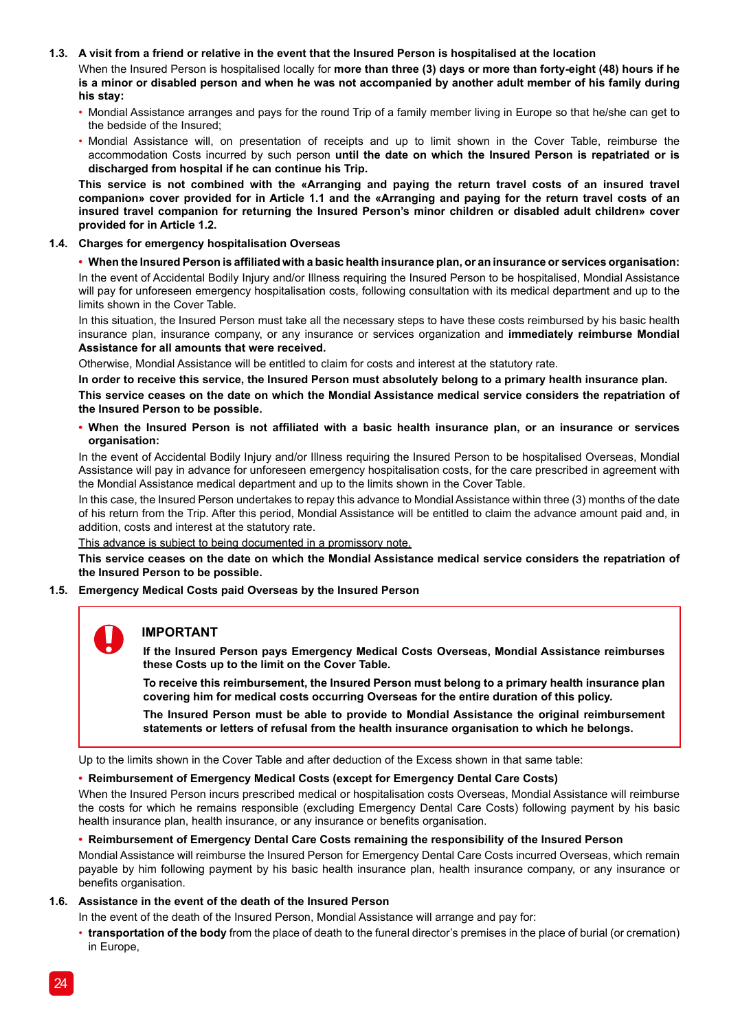### 1.3. A visit from a friend or relative in the event that the Insured Person is hospitalised at the location

When the Insured Person is hospitalised locally for **more than three (3) days or more than forty-eight (48) hours if he is a minor or disabled person and when he was not accompanied by another adult member of his family during his stay:**

- Mondial Assistance arranges and pays for the round Trip of a family member living in Europe so that he/she can get to the bedside of the Insured;
- Mondial Assistance will, on presentation of receipts and up to limit shown in the Cover Table, reimburse the accommodation Costs incurred by such person **until the date on which the Insured Person is repatriated or is discharged from hospital if he can continue his Trip.**

**This service is not combined with the «Arranging and paying the return travel costs of an insured travel companion» cover provided for in Article 1.1 and the «Arranging and paying for the return travel costs of an insured travel companion for returning the Insured Person's minor children or disabled adult children» cover provided for in Article 1.2.**

### 1.4. Charges for emergency hospitalisation Overseas

- **When the Insured Person is affiliated with a basic health insurance plan, or an insurance or services organisation:**

In the event of Accidental Bodily Injury and/or Illness requiring the Insured Person to be hospitalised, Mondial Assistance will pay for unforeseen emergency hospitalisation costs, following consultation with its medical department and up to the limits shown in the Cover Table.

In this situation, the Insured Person must take all the necessary steps to have these costs reimbursed by his basic health insurance plan, insurance company, or any insurance or services organization and **immediately reimburse Mondial Assistance for all amounts that were received.**

Otherwise, Mondial Assistance will be entitled to claim for costs and interest at the statutory rate.

**In order to receive this service, the Insured Person must absolutely belong to a primary health insurance plan.**

**This service ceases on the date on which the Mondial Assistance medical service considers the repatriation of the Insured Person to be possible.**

- **When the Insured Person is not affiliated with a basic health insurance plan, or an insurance or services organisation:**

In the event of Accidental Bodily Injury and/or Illness requiring the Insured Person to be hospitalised Overseas, Mondial Assistance will pay in advance for unforeseen emergency hospitalisation costs, for the care prescribed in agreement with the Mondial Assistance medical department and up to the limits shown in the Cover Table.

In this case, the Insured Person undertakes to repay this advance to Mondial Assistance within three (3) months of the date of his return from the Trip. After this period, Mondial Assistance will be entitled to claim the advance amount paid and, in addition, costs and interest at the statutory rate.

This advance is subject to being documented in a promissory note.

**This service ceases on the date on which the Mondial Assistance medical service considers the repatriation of the Insured Person to be possible.**

### 1.5. Emergency Medical Costs paid Overseas by the Insured Person

> **IMPORTANT**
>
> **If the Insured Person pays Emergency Medical Costs Overseas, Mondial Assistance reimburses these Costs up to the limit on the Cover Table.**
>
> **To receive this reimbursement, the Insured Person must belong to a primary health insurance plan covering him for medical costs occurring Overseas for the entire duration of this policy.**
>
> **The Insured Person must be able to provide to Mondial Assistance the original reimbursement statements or letters of refusal from the health insurance organisation to which he belongs.**

Up to the limits shown in the Cover Table and after deduction of the Excess shown in that same table:

- **Reimbursement of Emergency Medical Costs (except for Emergency Dental Care Costs)**

When the Insured Person incurs prescribed medical or hospitalisation costs Overseas, Mondial Assistance will reimburse the costs for which he remains responsible (excluding Emergency Dental Care Costs) following payment by his basic health insurance plan, health insurance, or any insurance or benefits organisation.

- **Reimbursement of Emergency Dental Care Costs remaining the responsibility of the Insured Person**

Mondial Assistance will reimburse the Insured Person for Emergency Dental Care Costs incurred Overseas, which remain payable by him following payment by his basic health insurance plan, health insurance company, or any insurance or benefits organisation.

### 1.6. Assistance in the event of the death of the Insured Person

In the event of the death of the Insured Person, Mondial Assistance will arrange and pay for:

- **transportation of the body** from the place of death to the funeral director's premises in the place of burial (or cremation) in Europe,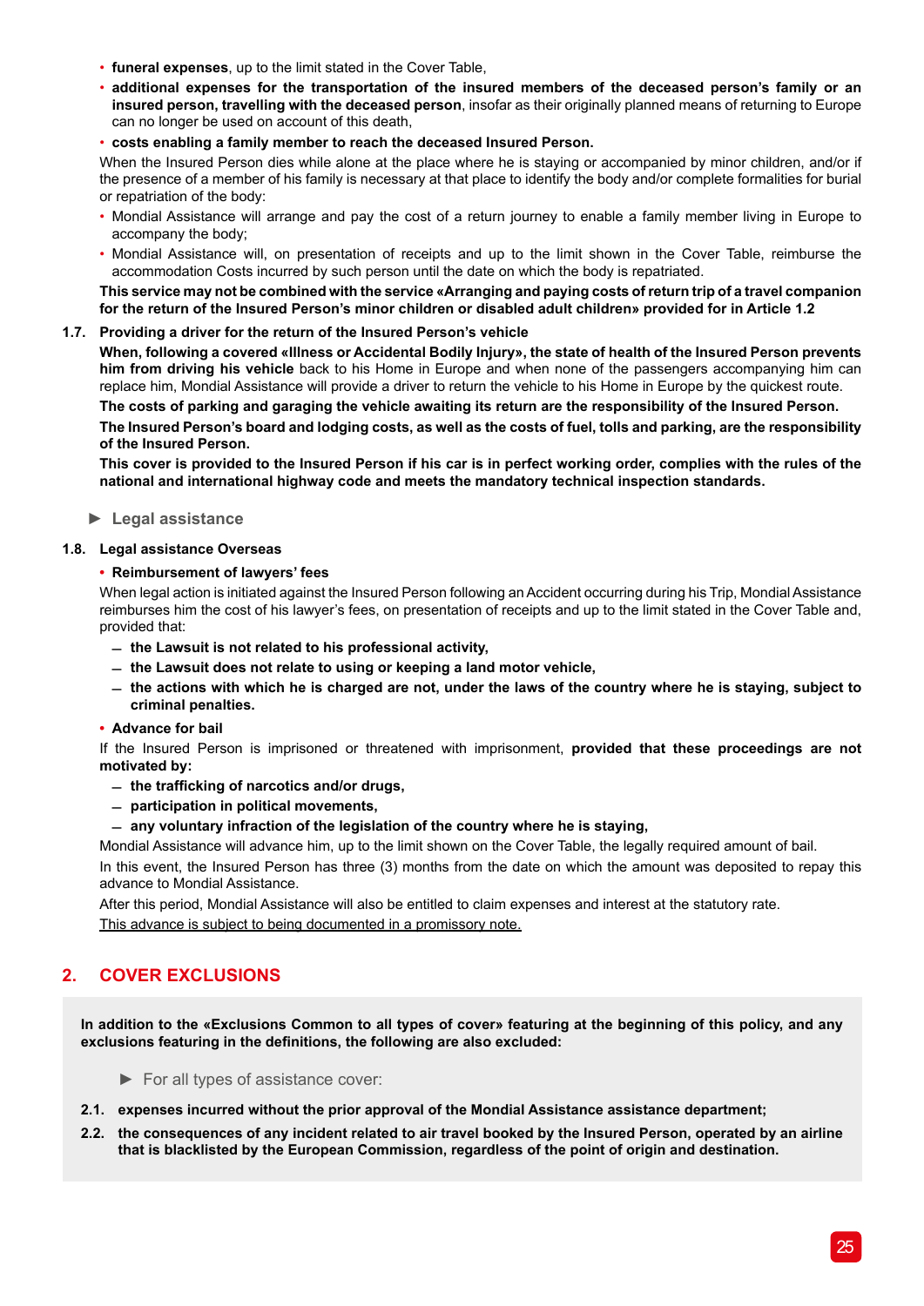- **funeral expenses**, up to the limit stated in the Cover Table,
- **additional expenses for the transportation of the insured members of the deceased person's family or an insured person, travelling with the deceased person**, insofar as their originally planned means of returning to Europe can no longer be used on account of this death,
- **costs enabling a family member to reach the deceased Insured Person.**

When the Insured Person dies while alone at the place where he is staying or accompanied by minor children, and/or if the presence of a member of his family is necessary at that place to identify the body and/or complete formalities for burial or repatriation of the body:

- Mondial Assistance will arrange and pay the cost of a return journey to enable a family member living in Europe to accompany the body;
- Mondial Assistance will, on presentation of receipts and up to the limit shown in the Cover Table, reimburse the accommodation Costs incurred by such person until the date on which the body is repatriated.

**This service may not be combined with the service «Arranging and paying costs of return trip of a travel companion for the return of the Insured Person's minor children or disabled adult children» provided for in Article 1.2**

**1.7. Providing a driver for the return of the Insured Person's vehicle**

**When, following a covered «Illness or Accidental Bodily Injury», the state of health of the Insured Person prevents him from driving his vehicle** back to his Home in Europe and when none of the passengers accompanying him can replace him, Mondial Assistance will provide a driver to return the vehicle to his Home in Europe by the quickest route.

**The costs of parking and garaging the vehicle awaiting its return are the responsibility of the Insured Person.**

**The Insured Person's board and lodging costs, as well as the costs of fuel, tolls and parking, are the responsibility of the Insured Person.**

**This cover is provided to the Insured Person if his car is in perfect working order, complies with the rules of the national and international highway code and meets the mandatory technical inspection standards.**

► Legal assistance

**1.8. Legal assistance Overseas**

- **Reimbursement of lawyers' fees**

When legal action is initiated against the Insured Person following an Accident occurring during his Trip, Mondial Assistance reimburses him the cost of his lawyer's fees, on presentation of receipts and up to the limit stated in the Cover Table and, provided that:

- **the Lawsuit is not related to his professional activity,**
- **the Lawsuit does not relate to using or keeping a land motor vehicle,**
- **the actions with which he is charged are not, under the laws of the country where he is staying, subject to criminal penalties.**

- **Advance for bail**

If the Insured Person is imprisoned or threatened with imprisonment, **provided that these proceedings are not motivated by:**

- **the trafficking of narcotics and/or drugs,**
- **participation in political movements,**
- **any voluntary infraction of the legislation of the country where he is staying,**

Mondial Assistance will advance him, up to the limit shown on the Cover Table, the legally required amount of bail.

In this event, the Insured Person has three (3) months from the date on which the amount was deposited to repay this advance to Mondial Assistance.

After this period, Mondial Assistance will also be entitled to claim expenses and interest at the statutory rate.

This advance is subject to being documented in a promissory note.

## 2. COVER EXCLUSIONS

**In addition to the «Exclusions Common to all types of cover» featuring at the beginning of this policy, and any exclusions featuring in the definitions, the following are also excluded:**

► For all types of assistance cover:

**2.1. expenses incurred without the prior approval of the Mondial Assistance assistance department;**

**2.2. the consequences of any incident related to air travel booked by the Insured Person, operated by an airline that is blacklisted by the European Commission, regardless of the point of origin and destination.**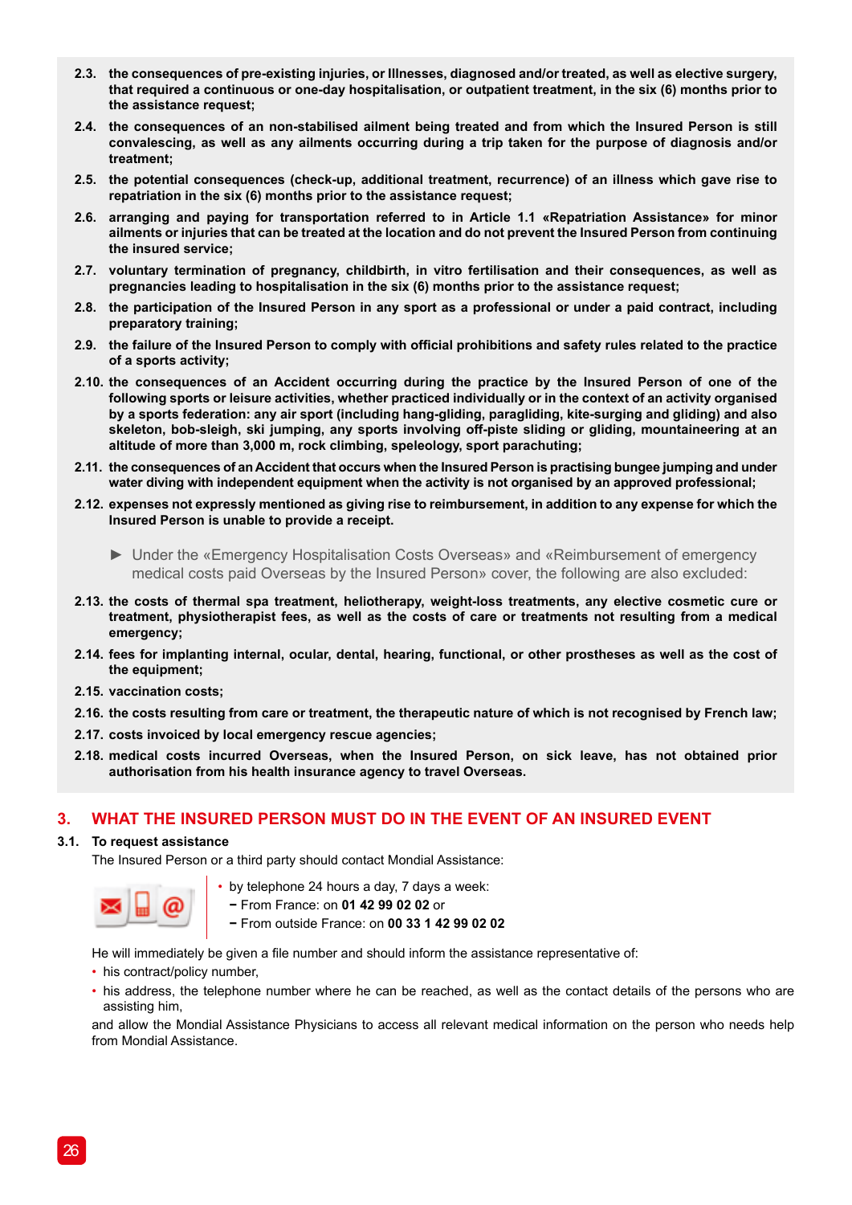**2.3.** **the consequences of pre-existing injuries, or Illnesses, diagnosed and/or treated, as well as elective surgery, that required a continuous or one-day hospitalisation, or outpatient treatment, in the six (6) months prior to the assistance request;**

**2.4.** **the consequences of an non-stabilised ailment being treated and from which the Insured Person is still convalescing, as well as any ailments occurring during a trip taken for the purpose of diagnosis and/or treatment;**

**2.5.** **the potential consequences (check-up, additional treatment, recurrence) of an illness which gave rise to repatriation in the six (6) months prior to the assistance request;**

**2.6.** **arranging and paying for transportation referred to in Article 1.1 «Repatriation Assistance» for minor ailments or injuries that can be treated at the location and do not prevent the Insured Person from continuing the insured service;**

**2.7.** **voluntary termination of pregnancy, childbirth, in vitro fertilisation and their consequences, as well as pregnancies leading to hospitalisation in the six (6) months prior to the assistance request;**

**2.8.** **the participation of the Insured Person in any sport as a professional or under a paid contract, including preparatory training;**

**2.9.** **the failure of the Insured Person to comply with official prohibitions and safety rules related to the practice of a sports activity;**

**2.10.** **the consequences of an Accident occurring during the practice by the Insured Person of one of the following sports or leisure activities, whether practiced individually or in the context of an activity organised by a sports federation: any air sport (including hang-gliding, paragliding, kite-surging and gliding) and also skeleton, bob-sleigh, ski jumping, any sports involving off-piste sliding or gliding, mountaineering at an altitude of more than 3,000 m, rock climbing, speleology, sport parachuting;**

**2.11.** **the consequences of an Accident that occurs when the Insured Person is practising bungee jumping and under water diving with independent equipment when the activity is not organised by an approved professional;**

**2.12.** **expenses not expressly mentioned as giving rise to reimbursement, in addition to any expense for which the Insured Person is unable to provide a receipt.**

► Under the «Emergency Hospitalisation Costs Overseas» and «Reimbursement of emergency medical costs paid Overseas by the Insured Person» cover, the following are also excluded:

**2.13.** **the costs of thermal spa treatment, heliotherapy, weight-loss treatments, any elective cosmetic cure or treatment, physiotherapist fees, as well as the costs of care or treatments not resulting from a medical emergency;**

**2.14.** **fees for implanting internal, ocular, dental, hearing, functional, or other prostheses as well as the cost of the equipment;**

**2.15.** **vaccination costs;**

**2.16.** **the costs resulting from care or treatment, the therapeutic nature of which is not recognised by French law;**

**2.17.** **costs invoiced by local emergency rescue agencies;**

**2.18.** **medical costs incurred Overseas, when the Insured Person, on sick leave, has not obtained prior authorisation from his health insurance agency to travel Overseas.**

## 3. WHAT THE INSURED PERSON MUST DO IN THE EVENT OF AN INSURED EVENT

### 3.1. To request assistance

The Insured Person or a third party should contact Mondial Assistance:

- by telephone 24 hours a day, 7 days a week:
  - From France: on **01 42 99 02 02** or
  - From outside France: on **00 33 1 42 99 02 02**

He will immediately be given a file number and should inform the assistance representative of:

- his contract/policy number,
- his address, the telephone number where he can be reached, as well as the contact details of the persons who are assisting him,

and allow the Mondial Assistance Physicians to access all relevant medical information on the person who needs help from Mondial Assistance.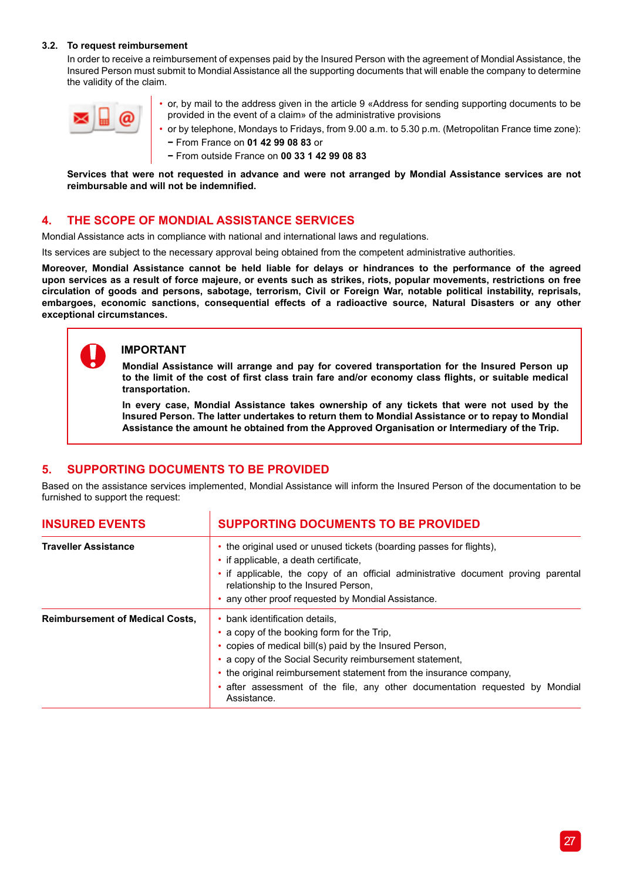### 3.2. To request reimbursement

In order to receive a reimbursement of expenses paid by the Insured Person with the agreement of Mondial Assistance, the Insured Person must submit to Mondial Assistance all the supporting documents that will enable the company to determine the validity of the claim.

- or, by mail to the address given in the article 9 «Address for sending supporting documents to be provided in the event of a claim» of the administrative provisions
- or by telephone, Mondays to Fridays, from 9.00 a.m. to 5.30 p.m. (Metropolitan France time zone):
  - From France on **01 42 99 08 83** or
  - From outside France on **00 33 1 42 99 08 83**

**Services that were not requested in advance and were not arranged by Mondial Assistance services are not reimbursable and will not be indemnified.**

## 4. THE SCOPE OF MONDIAL ASSISTANCE SERVICES

Mondial Assistance acts in compliance with national and international laws and regulations.

Its services are subject to the necessary approval being obtained from the competent administrative authorities.

**Moreover, Mondial Assistance cannot be held liable for delays or hindrances to the performance of the agreed upon services as a result of force majeure, or events such as strikes, riots, popular movements, restrictions on free circulation of goods and persons, sabotage, terrorism, Civil or Foreign War, notable political instability, reprisals, embargoes, economic sanctions, consequential effects of a radioactive source, Natural Disasters or any other exceptional circumstances.**

> **IMPORTANT**
>
> **Mondial Assistance will arrange and pay for covered transportation for the Insured Person up to the limit of the cost of first class train fare and/or economy class flights, or suitable medical transportation.**
>
> **In every case, Mondial Assistance takes ownership of any tickets that were not used by the Insured Person. The latter undertakes to return them to Mondial Assistance or to repay to Mondial Assistance the amount he obtained from the Approved Organisation or Intermediary of the Trip.**

## 5. SUPPORTING DOCUMENTS TO BE PROVIDED

Based on the assistance services implemented, Mondial Assistance will inform the Insured Person of the documentation to be furnished to support the request:

| INSURED EVENTS | SUPPORTING DOCUMENTS TO BE PROVIDED |
|---|---|
| **Traveller Assistance** | • the original used or unused tickets (boarding passes for flights),<br>• if applicable, a death certificate,<br>• if applicable, the copy of an official administrative document proving parental relationship to the Insured Person,<br>• any other proof requested by Mondial Assistance. |
| **Reimbursement of Medical Costs,** | • bank identification details,<br>• a copy of the booking form for the Trip,<br>• copies of medical bill(s) paid by the Insured Person,<br>• a copy of the Social Security reimbursement statement,<br>• the original reimbursement statement from the insurance company,<br>• after assessment of the file, any other documentation requested by Mondial Assistance. |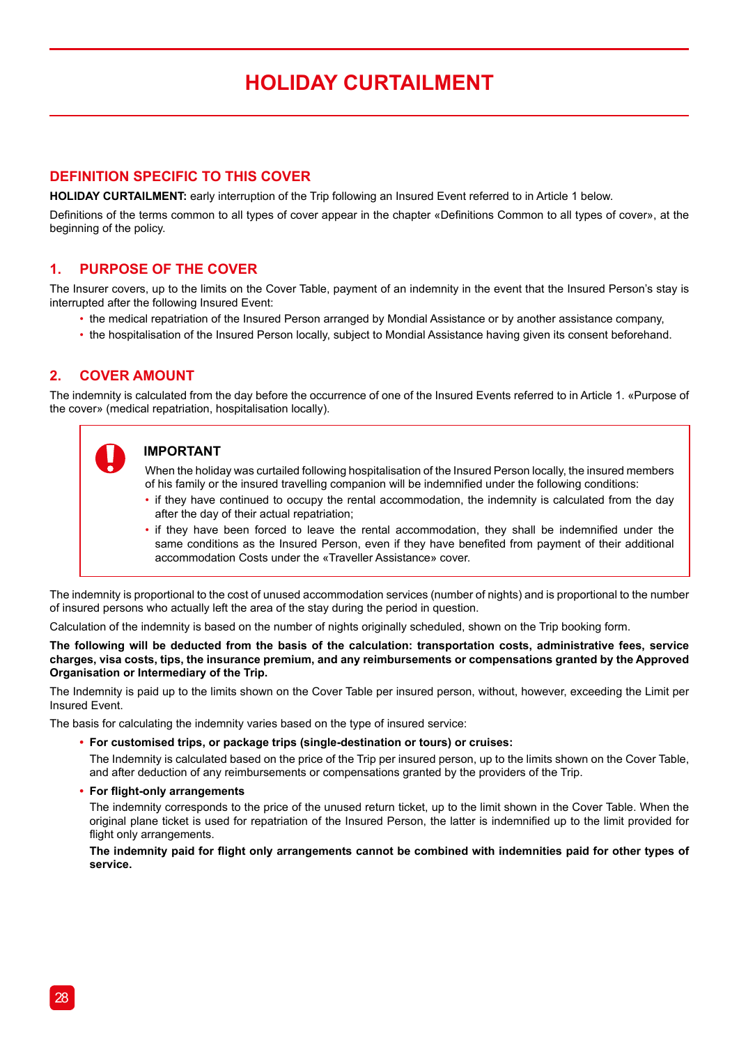# HOLIDAY CURTAILMENT

## DEFINITION SPECIFIC TO THIS COVER

**HOLIDAY CURTAILMENT:** early interruption of the Trip following an Insured Event referred to in Article 1 below.

Definitions of the terms common to all types of cover appear in the chapter «Definitions Common to all types of cover», at the beginning of the policy.

## 1. PURPOSE OF THE COVER

The Insurer covers, up to the limits on the Cover Table, payment of an indemnity in the event that the Insured Person's stay is interrupted after the following Insured Event:

- the medical repatriation of the Insured Person arranged by Mondial Assistance or by another assistance company,
- the hospitalisation of the Insured Person locally, subject to Mondial Assistance having given its consent beforehand.

## 2. COVER AMOUNT

The indemnity is calculated from the day before the occurrence of one of the Insured Events referred to in Article 1. «Purpose of the cover» (medical repatriation, hospitalisation locally).

> **IMPORTANT**
>
> When the holiday was curtailed following hospitalisation of the Insured Person locally, the insured members of his family or the insured travelling companion will be indemnified under the following conditions:
>
> - if they have continued to occupy the rental accommodation, the indemnity is calculated from the day after the day of their actual repatriation;
> - if they have been forced to leave the rental accommodation, they shall be indemnified under the same conditions as the Insured Person, even if they have benefited from payment of their additional accommodation Costs under the «Traveller Assistance» cover.

The indemnity is proportional to the cost of unused accommodation services (number of nights) and is proportional to the number of insured persons who actually left the area of the stay during the period in question.

Calculation of the indemnity is based on the number of nights originally scheduled, shown on the Trip booking form.

**The following will be deducted from the basis of the calculation: transportation costs, administrative fees, service charges, visa costs, tips, the insurance premium, and any reimbursements or compensations granted by the Approved Organisation or Intermediary of the Trip.**

The Indemnity is paid up to the limits shown on the Cover Table per insured person, without, however, exceeding the Limit per Insured Event.

The basis for calculating the indemnity varies based on the type of insured service:

- **For customised trips, or package trips (single-destination or tours) or cruises:**

  The Indemnity is calculated based on the price of the Trip per insured person, up to the limits shown on the Cover Table, and after deduction of any reimbursements or compensations granted by the providers of the Trip.

- **For flight-only arrangements**

  The indemnity corresponds to the price of the unused return ticket, up to the limit shown in the Cover Table. When the original plane ticket is used for repatriation of the Insured Person, the latter is indemnified up to the limit provided for flight only arrangements.

  **The indemnity paid for flight only arrangements cannot be combined with indemnities paid for other types of service.**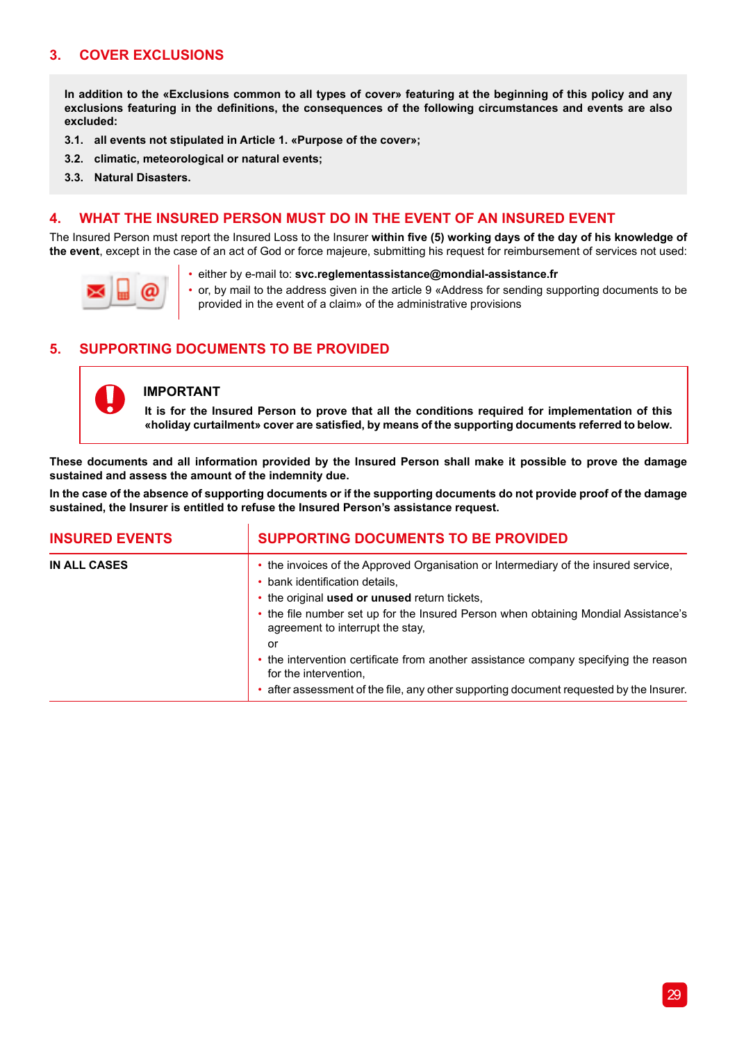## 3. COVER EXCLUSIONS

**In addition to the «Exclusions common to all types of cover» featuring at the beginning of this policy and any exclusions featuring in the definitions, the consequences of the following circumstances and events are also excluded:**

**3.1. all events not stipulated in Article 1. «Purpose of the cover»;**

**3.2. climatic, meteorological or natural events;**

**3.3. Natural Disasters.**

## 4. WHAT THE INSURED PERSON MUST DO IN THE EVENT OF AN INSURED EVENT

The Insured Person must report the Insured Loss to the Insurer **within five (5) working days of the day of his knowledge of the event**, except in the case of an act of God or force majeure, submitting his request for reimbursement of services not used:

- either by e-mail to: **svc.reglementassistance@mondial-assistance.fr**
- or, by mail to the address given in the article 9 «Address for sending supporting documents to be provided in the event of a claim» of the administrative provisions

## 5. SUPPORTING DOCUMENTS TO BE PROVIDED

**IMPORTANT**

**It is for the Insured Person to prove that all the conditions required for implementation of this «holiday curtailment» cover are satisfied, by means of the supporting documents referred to below.**

**These documents and all information provided by the Insured Person shall make it possible to prove the damage sustained and assess the amount of the indemnity due.**

**In the case of the absence of supporting documents or if the supporting documents do not provide proof of the damage sustained, the Insurer is entitled to refuse the Insured Person's assistance request.**

| INSURED EVENTS | SUPPORTING DOCUMENTS TO BE PROVIDED |
|---|---|
| **IN ALL CASES** | • the invoices of the Approved Organisation or Intermediary of the insured service,<br>• bank identification details,<br>• the original **used or unused** return tickets,<br>• the file number set up for the Insured Person when obtaining Mondial Assistance's agreement to interrupt the stay,<br>or<br>• the intervention certificate from another assistance company specifying the reason for the intervention,<br>• after assessment of the file, any other supporting document requested by the Insurer. |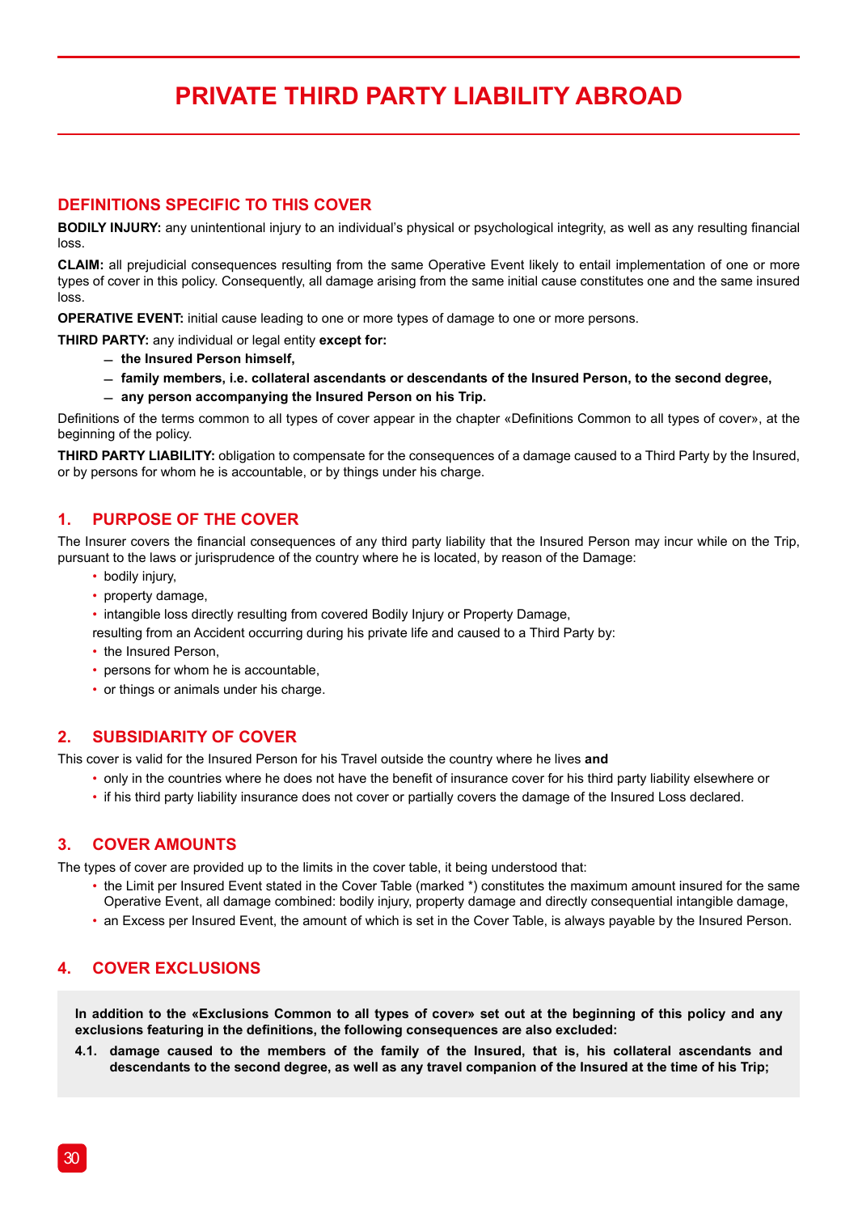# PRIVATE THIRD PARTY LIABILITY ABROAD

## DEFINITIONS SPECIFIC TO THIS COVER

**BODILY INJURY:** any unintentional injury to an individual's physical or psychological integrity, as well as any resulting financial loss.

**CLAIM:** all prejudicial consequences resulting from the same Operative Event likely to entail implementation of one or more types of cover in this policy. Consequently, all damage arising from the same initial cause constitutes one and the same insured loss.

**OPERATIVE EVENT:** initial cause leading to one or more types of damage to one or more persons.

**THIRD PARTY:** any individual or legal entity **except for:**

- **the Insured Person himself,**
- **family members, i.e. collateral ascendants or descendants of the Insured Person, to the second degree,**
- **any person accompanying the Insured Person on his Trip.**

Definitions of the terms common to all types of cover appear in the chapter «Definitions Common to all types of cover», at the beginning of the policy.

**THIRD PARTY LIABILITY:** obligation to compensate for the consequences of a damage caused to a Third Party by the Insured, or by persons for whom he is accountable, or by things under his charge.

## 1. PURPOSE OF THE COVER

The Insurer covers the financial consequences of any third party liability that the Insured Person may incur while on the Trip, pursuant to the laws or jurisprudence of the country where he is located, by reason of the Damage:

- bodily injury,
- property damage,
- intangible loss directly resulting from covered Bodily Injury or Property Damage,

resulting from an Accident occurring during his private life and caused to a Third Party by:

- the Insured Person,
- persons for whom he is accountable,
- or things or animals under his charge.

## 2. SUBSIDIARITY OF COVER

This cover is valid for the Insured Person for his Travel outside the country where he lives **and**

- only in the countries where he does not have the benefit of insurance cover for his third party liability elsewhere or
- if his third party liability insurance does not cover or partially covers the damage of the Insured Loss declared.

## 3. COVER AMOUNTS

The types of cover are provided up to the limits in the cover table, it being understood that:

- the Limit per Insured Event stated in the Cover Table (marked *) constitutes the maximum amount insured for the same Operative Event, all damage combined: bodily injury, property damage and directly consequential intangible damage,
- an Excess per Insured Event, the amount of which is set in the Cover Table, is always payable by the Insured Person.

## 4. COVER EXCLUSIONS

**In addition to the «Exclusions Common to all types of cover» set out at the beginning of this policy and any exclusions featuring in the definitions, the following consequences are also excluded:**

**4.1. damage caused to the members of the family of the Insured, that is, his collateral ascendants and descendants to the second degree, as well as any travel companion of the Insured at the time of his Trip;**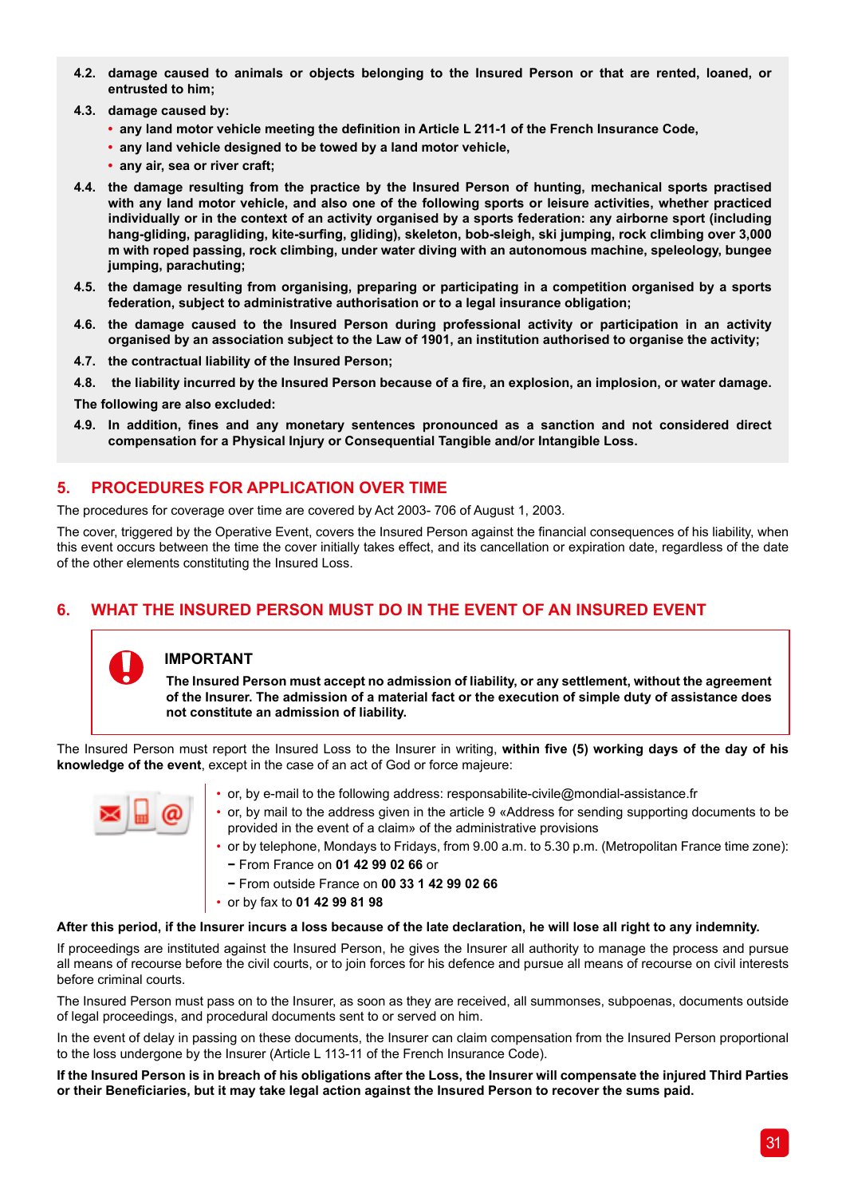**4.2. damage caused to animals or objects belonging to the Insured Person or that are rented, loaned, or entrusted to him;**

**4.3. damage caused by:**

- **any land motor vehicle meeting the definition in Article L 211-1 of the French Insurance Code,**
- **any land vehicle designed to be towed by a land motor vehicle,**
- **any air, sea or river craft;**

**4.4. the damage resulting from the practice by the Insured Person of hunting, mechanical sports practised with any land motor vehicle, and also one of the following sports or leisure activities, whether practiced individually or in the context of an activity organised by a sports federation: any airborne sport (including hang-gliding, paragliding, kite-surfing, gliding), skeleton, bob-sleigh, ski jumping, rock climbing over 3,000 m with roped passing, rock climbing, under water diving with an autonomous machine, speleology, bungee jumping, parachuting;**

**4.5. the damage resulting from organising, preparing or participating in a competition organised by a sports federation, subject to administrative authorisation or to a legal insurance obligation;**

**4.6. the damage caused to the Insured Person during professional activity or participation in an activity organised by an association subject to the Law of 1901, an institution authorised to organise the activity;**

**4.7. the contractual liability of the Insured Person;**

**4.8. the liability incurred by the Insured Person because of a fire, an explosion, an implosion, or water damage.**

**The following are also excluded:**

**4.9. In addition, fines and any monetary sentences pronounced as a sanction and not considered direct compensation for a Physical Injury or Consequential Tangible and/or Intangible Loss.**

## 5. PROCEDURES FOR APPLICATION OVER TIME

The procedures for coverage over time are covered by Act 2003- 706 of August 1, 2003.

The cover, triggered by the Operative Event, covers the Insured Person against the financial consequences of his liability, when this event occurs between the time the cover initially takes effect, and its cancellation or expiration date, regardless of the date of the other elements constituting the Insured Loss.

## 6. WHAT THE INSURED PERSON MUST DO IN THE EVENT OF AN INSURED EVENT

**IMPORTANT**

**The Insured Person must accept no admission of liability, or any settlement, without the agreement of the Insurer. The admission of a material fact or the execution of simple duty of assistance does not constitute an admission of liability.**

The Insured Person must report the Insured Loss to the Insurer in writing, **within five (5) working days of the day of his knowledge of the event**, except in the case of an act of God or force majeure:

- or, by e-mail to the following address: responsabilite-civile@mondial-assistance.fr
- or, by mail to the address given in the article 9 «Address for sending supporting documents to be provided in the event of a claim» of the administrative provisions
- or by telephone, Mondays to Fridays, from 9.00 a.m. to 5.30 p.m. (Metropolitan France time zone):
  - From France on **01 42 99 02 66** or
  - From outside France on **00 33 1 42 99 02 66**
- or by fax to **01 42 99 81 98**

**After this period, if the Insurer incurs a loss because of the late declaration, he will lose all right to any indemnity.**

If proceedings are instituted against the Insured Person, he gives the Insurer all authority to manage the process and pursue all means of recourse before the civil courts, or to join forces for his defence and pursue all means of recourse on civil interests before criminal courts.

The Insured Person must pass on to the Insurer, as soon as they are received, all summonses, subpoenas, documents outside of legal proceedings, and procedural documents sent to or served on him.

In the event of delay in passing on these documents, the Insurer can claim compensation from the Insured Person proportional to the loss undergone by the Insurer (Article L 113-11 of the French Insurance Code).

**If the Insured Person is in breach of his obligations after the Loss, the Insurer will compensate the injured Third Parties or their Beneficiaries, but it may take legal action against the Insured Person to recover the sums paid.**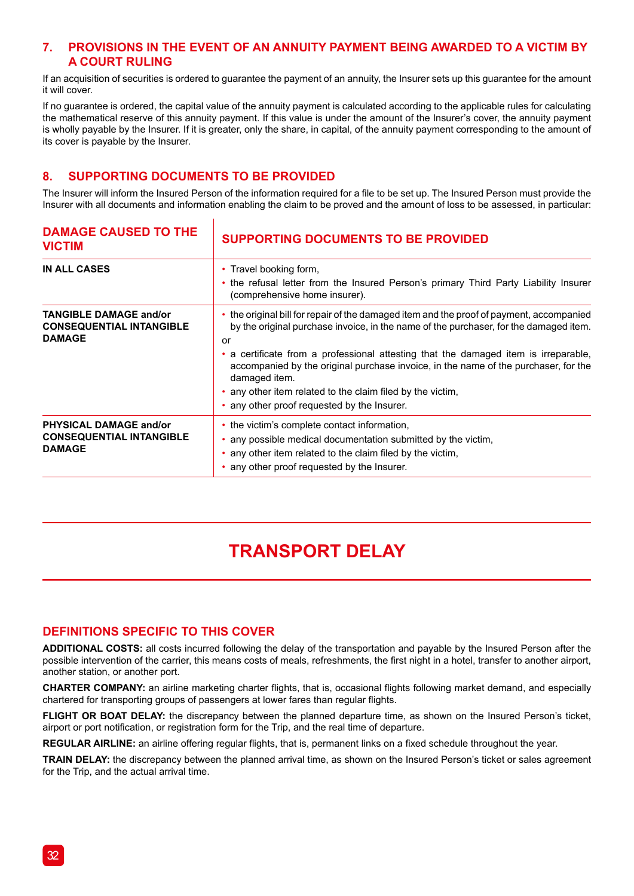## 7. PROVISIONS IN THE EVENT OF AN ANNUITY PAYMENT BEING AWARDED TO A VICTIM BY A COURT RULING

If an acquisition of securities is ordered to guarantee the payment of an annuity, the Insurer sets up this guarantee for the amount it will cover.

If no guarantee is ordered, the capital value of the annuity payment is calculated according to the applicable rules for calculating the mathematical reserve of this annuity payment. If this value is under the amount of the Insurer's cover, the annuity payment is wholly payable by the Insurer. If it is greater, only the share, in capital, of the annuity payment corresponding to the amount of its cover is payable by the Insurer.

## 8. SUPPORTING DOCUMENTS TO BE PROVIDED

The Insurer will inform the Insured Person of the information required for a file to be set up. The Insured Person must provide the Insurer with all documents and information enabling the claim to be proved and the amount of loss to be assessed, in particular:

| DAMAGE CAUSED TO THE VICTIM | SUPPORTING DOCUMENTS TO BE PROVIDED |
|---|---|
| **IN ALL CASES** | • Travel booking form,<br>• the refusal letter from the Insured Person's primary Third Party Liability Insurer (comprehensive home insurer). |
| **TANGIBLE DAMAGE and/or CONSEQUENTIAL INTANGIBLE DAMAGE** | • the original bill for repair of the damaged item and the proof of payment, accompanied by the original purchase invoice, in the name of the purchaser, for the damaged item.<br>or<br>• a certificate from a professional attesting that the damaged item is irreparable, accompanied by the original purchase invoice, in the name of the purchaser, for the damaged item.<br>• any other item related to the claim filed by the victim,<br>• any other proof requested by the Insurer. |
| **PHYSICAL DAMAGE and/or CONSEQUENTIAL INTANGIBLE DAMAGE** | • the victim's complete contact information,<br>• any possible medical documentation submitted by the victim,<br>• any other item related to the claim filed by the victim,<br>• any other proof requested by the Insurer. |

# TRANSPORT DELAY

## DEFINITIONS SPECIFIC TO THIS COVER

**ADDITIONAL COSTS:** all costs incurred following the delay of the transportation and payable by the Insured Person after the possible intervention of the carrier, this means costs of meals, refreshments, the first night in a hotel, transfer to another airport, another station, or another port.

**CHARTER COMPANY:** an airline marketing charter flights, that is, occasional flights following market demand, and especially chartered for transporting groups of passengers at lower fares than regular flights.

**FLIGHT OR BOAT DELAY:** the discrepancy between the planned departure time, as shown on the Insured Person's ticket, airport or port notification, or registration form for the Trip, and the real time of departure.

**REGULAR AIRLINE:** an airline offering regular flights, that is, permanent links on a fixed schedule throughout the year.

**TRAIN DELAY:** the discrepancy between the planned arrival time, as shown on the Insured Person's ticket or sales agreement for the Trip, and the actual arrival time.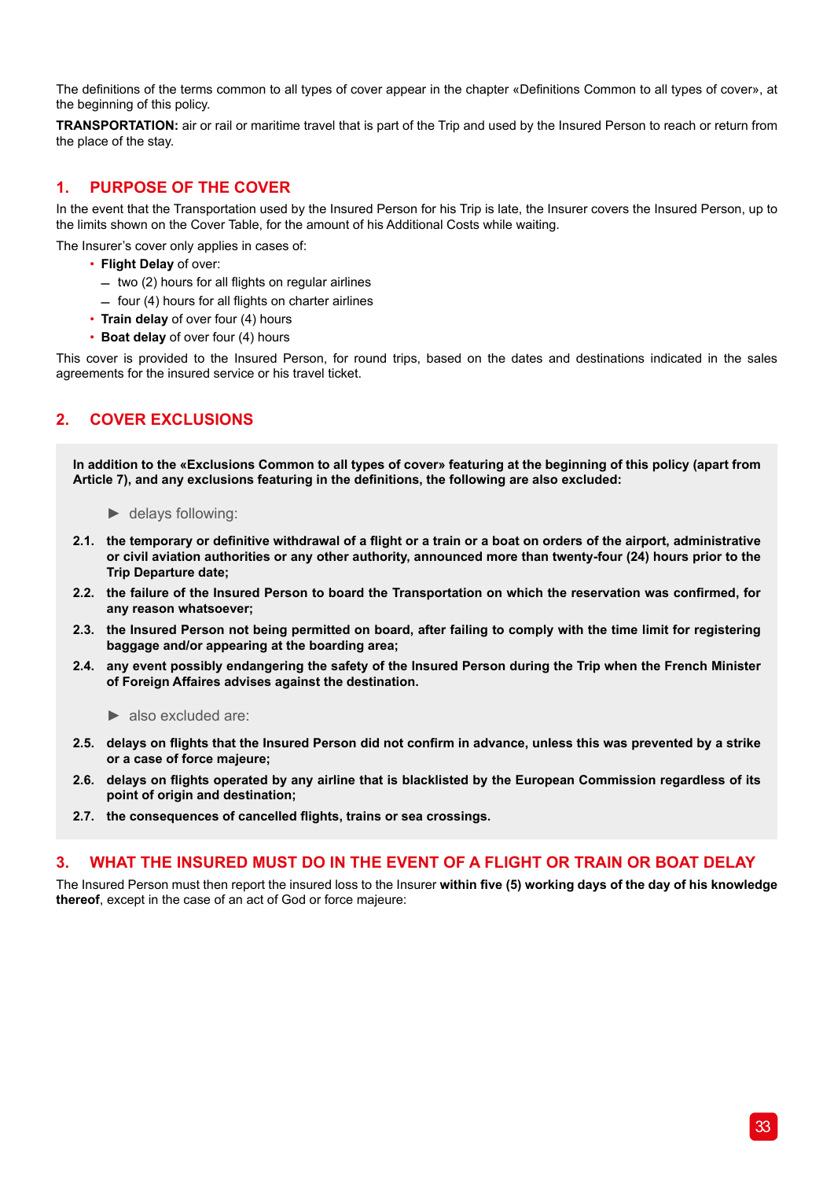The definitions of the terms common to all types of cover appear in the chapter «Definitions Common to all types of cover», at the beginning of this policy.

**TRANSPORTATION:** air or rail or maritime travel that is part of the Trip and used by the Insured Person to reach or return from the place of the stay.

## 1. PURPOSE OF THE COVER

In the event that the Transportation used by the Insured Person for his Trip is late, the Insurer covers the Insured Person, up to the limits shown on the Cover Table, for the amount of his Additional Costs while waiting.

The Insurer's cover only applies in cases of:

- **Flight Delay** of over:
  - two (2) hours for all flights on regular airlines
  - four (4) hours for all flights on charter airlines
- **Train delay** of over four (4) hours
- **Boat delay** of over four (4) hours

This cover is provided to the Insured Person, for round trips, based on the dates and destinations indicated in the sales agreements for the insured service or his travel ticket.

## 2. COVER EXCLUSIONS

**In addition to the «Exclusions Common to all types of cover» featuring at the beginning of this policy (apart from Article 7), and any exclusions featuring in the definitions, the following are also excluded:**

► delays following:

**2.1.** **the temporary or definitive withdrawal of a flight or a train or a boat on orders of the airport, administrative or civil aviation authorities or any other authority, announced more than twenty-four (24) hours prior to the Trip Departure date;**

**2.2.** **the failure of the Insured Person to board the Transportation on which the reservation was confirmed, for any reason whatsoever;**

**2.3.** **the Insured Person not being permitted on board, after failing to comply with the time limit for registering baggage and/or appearing at the boarding area;**

**2.4.** **any event possibly endangering the safety of the Insured Person during the Trip when the French Minister of Foreign Affaires advises against the destination.**

► also excluded are:

**2.5.** **delays on flights that the Insured Person did not confirm in advance, unless this was prevented by a strike or a case of force majeure;**

**2.6.** **delays on flights operated by any airline that is blacklisted by the European Commission regardless of its point of origin and destination;**

**2.7.** **the consequences of cancelled flights, trains or sea crossings.**

## 3. WHAT THE INSURED MUST DO IN THE EVENT OF A FLIGHT OR TRAIN OR BOAT DELAY

The Insured Person must then report the insured loss to the Insurer **within five (5) working days of the day of his knowledge thereof**, except in the case of an act of God or force majeure: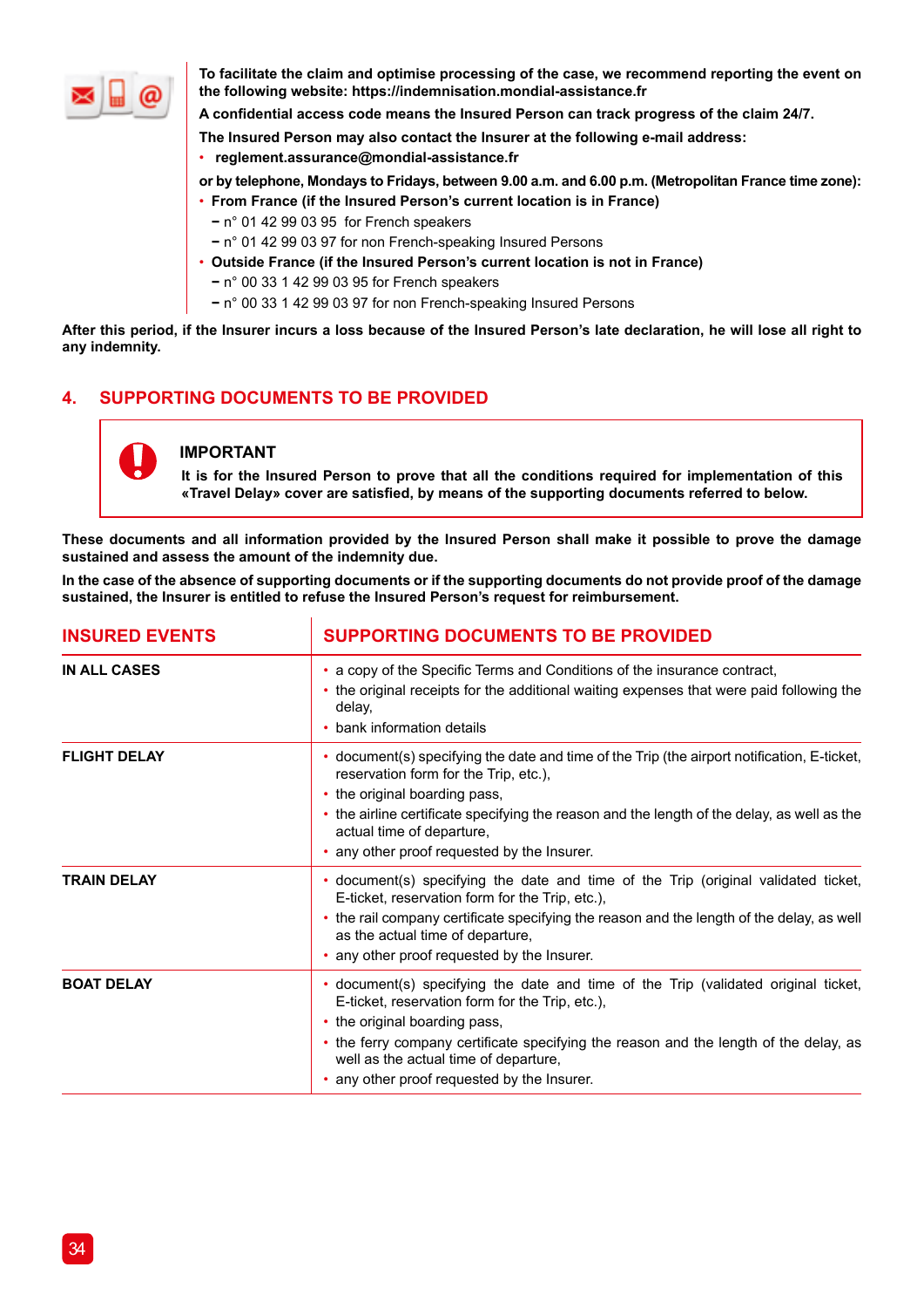**To facilitate the claim and optimise processing of the case, we recommend reporting the event on the following website: https://indemnisation.mondial-assistance.fr**

**A confidential access code means the Insured Person can track progress of the claim 24/7.**

**The Insured Person may also contact the Insurer at the following e-mail address:**

- **reglement.assurance@mondial-assistance.fr**

**or by telephone, Mondays to Fridays, between 9.00 a.m. and 6.00 p.m. (Metropolitan France time zone):**

- **From France (if the Insured Person's current location is in France)**
  - n° 01 42 99 03 95 for French speakers
  - n° 01 42 99 03 97 for non French-speaking Insured Persons
- **Outside France (if the Insured Person's current location is not in France)**
  - n° 00 33 1 42 99 03 95 for French speakers
  - n° 00 33 1 42 99 03 97 for non French-speaking Insured Persons

**After this period, if the Insurer incurs a loss because of the Insured Person's late declaration, he will lose all right to any indemnity.**

## 4. SUPPORTING DOCUMENTS TO BE PROVIDED

**IMPORTANT**

**It is for the Insured Person to prove that all the conditions required for implementation of this «Travel Delay» cover are satisfied, by means of the supporting documents referred to below.**

**These documents and all information provided by the Insured Person shall make it possible to prove the damage sustained and assess the amount of the indemnity due.**

**In the case of the absence of supporting documents or if the supporting documents do not provide proof of the damage sustained, the Insurer is entitled to refuse the Insured Person's request for reimbursement.**

| INSURED EVENTS | SUPPORTING DOCUMENTS TO BE PROVIDED |
|---|---|
| **IN ALL CASES** | • a copy of the Specific Terms and Conditions of the insurance contract,<br>• the original receipts for the additional waiting expenses that were paid following the delay,<br>• bank information details |
| **FLIGHT DELAY** | • document(s) specifying the date and time of the Trip (the airport notification, E-ticket, reservation form for the Trip, etc.),<br>• the original boarding pass,<br>• the airline certificate specifying the reason and the length of the delay, as well as the actual time of departure,<br>• any other proof requested by the Insurer. |
| **TRAIN DELAY** | • document(s) specifying the date and time of the Trip (original validated ticket, E-ticket, reservation form for the Trip, etc.),<br>• the rail company certificate specifying the reason and the length of the delay, as well as the actual time of departure,<br>• any other proof requested by the Insurer. |
| **BOAT DELAY** | • document(s) specifying the date and time of the Trip (validated original ticket, E-ticket, reservation form for the Trip, etc.),<br>• the original boarding pass,<br>• the ferry company certificate specifying the reason and the length of the delay, as well as the actual time of departure,<br>• any other proof requested by the Insurer. |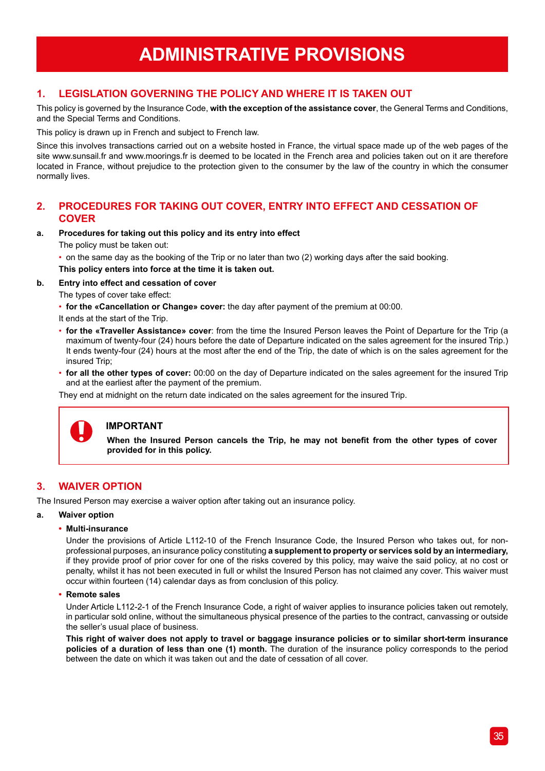# ADMINISTRATIVE PROVISIONS

## 1. LEGISLATION GOVERNING THE POLICY AND WHERE IT IS TAKEN OUT

This policy is governed by the Insurance Code, **with the exception of the assistance cover**, the General Terms and Conditions, and the Special Terms and Conditions.

This policy is drawn up in French and subject to French law.

Since this involves transactions carried out on a website hosted in France, the virtual space made up of the web pages of the site www.sunsail.fr and www.moorings.fr is deemed to be located in the French area and policies taken out on it are therefore located in France, without prejudice to the protection given to the consumer by the law of the country in which the consumer normally lives.

## 2. PROCEDURES FOR TAKING OUT COVER, ENTRY INTO EFFECT AND CESSATION OF COVER

### a. Procedures for taking out this policy and its entry into effect

The policy must be taken out:

- on the same day as the booking of the Trip or no later than two (2) working days after the said booking.

**This policy enters into force at the time it is taken out.**

### b. Entry into effect and cessation of cover

The types of cover take effect:

- **for the «Cancellation or Change» cover:** the day after payment of the premium at 00:00.

It ends at the start of the Trip.

- **for the «Traveller Assistance» cover**: from the time the Insured Person leaves the Point of Departure for the Trip (a maximum of twenty-four (24) hours before the date of Departure indicated on the sales agreement for the insured Trip.) It ends twenty-four (24) hours at the most after the end of the Trip, the date of which is on the sales agreement for the insured Trip;
- **for all the other types of cover:** 00:00 on the day of Departure indicated on the sales agreement for the insured Trip and at the earliest after the payment of the premium.

They end at midnight on the return date indicated on the sales agreement for the insured Trip.

> **IMPORTANT**
>
> **When the Insured Person cancels the Trip, he may not benefit from the other types of cover provided for in this policy.**

## 3. WAIVER OPTION

The Insured Person may exercise a waiver option after taking out an insurance policy.

### a. Waiver option

- **Multi-insurance**

  Under the provisions of Article L112-10 of the French Insurance Code, the Insured Person who takes out, for non-professional purposes, an insurance policy constituting **a supplement to property or services sold by an intermediary,** if they provide proof of prior cover for one of the risks covered by this policy, may waive the said policy, at no cost or penalty, whilst it has not been executed in full or whilst the Insured Person has not claimed any cover. This waiver must occur within fourteen (14) calendar days as from conclusion of this policy.

- **Remote sales**

  Under Article L112-2-1 of the French Insurance Code, a right of waiver applies to insurance policies taken out remotely, in particular sold online, without the simultaneous physical presence of the parties to the contract, canvassing or outside the seller's usual place of business.

  **This right of waiver does not apply to travel or baggage insurance policies or to similar short-term insurance policies of a duration of less than one (1) month.** The duration of the insurance policy corresponds to the period between the date on which it was taken out and the date of cessation of all cover.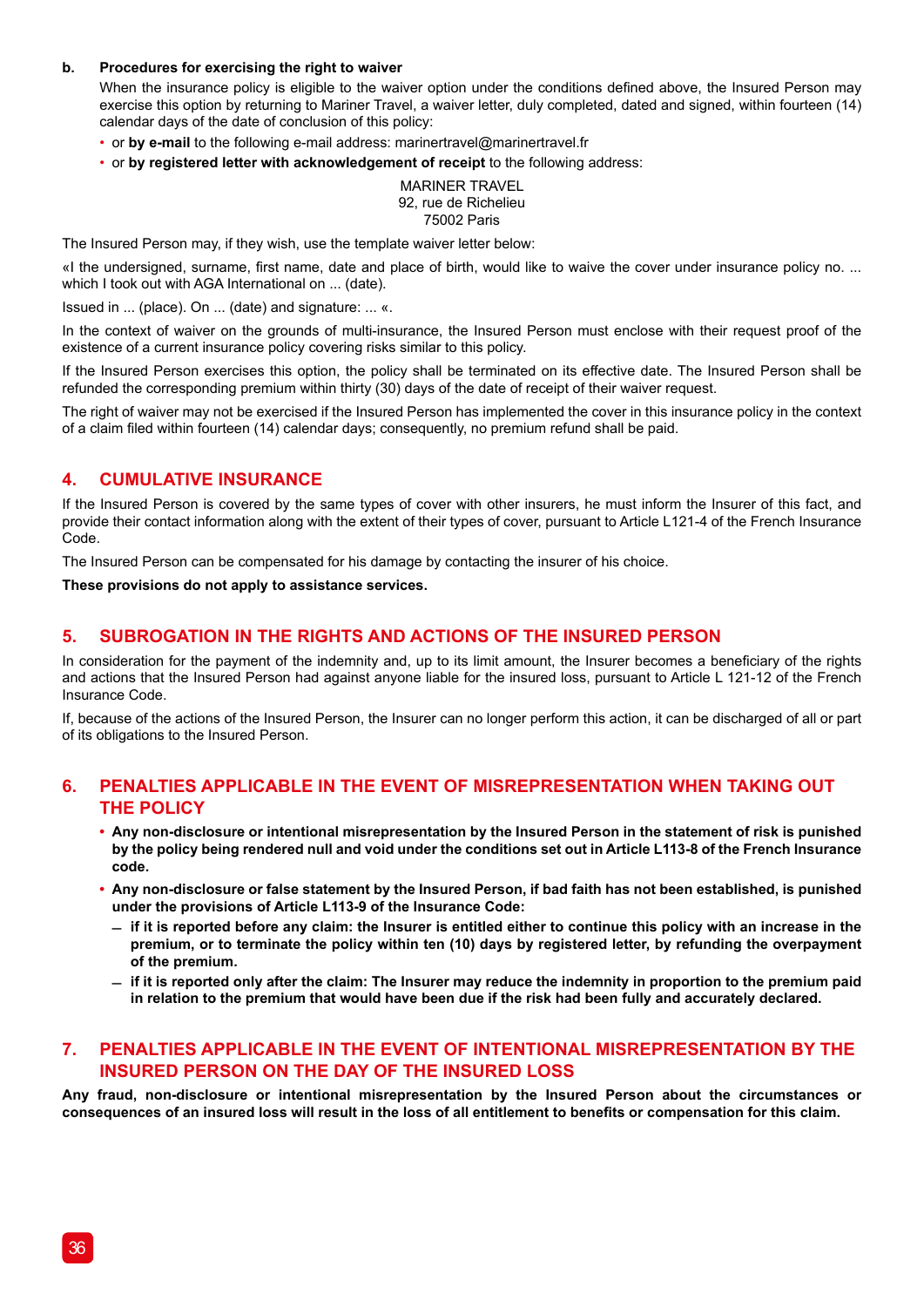**b. Procedures for exercising the right to waiver**

When the insurance policy is eligible to the waiver option under the conditions defined above, the Insured Person may exercise this option by returning to Mariner Travel, a waiver letter, duly completed, dated and signed, within fourteen (14) calendar days of the date of conclusion of this policy:

- or **by e-mail** to the following e-mail address: marinertravel@marinertravel.fr
- or **by registered letter with acknowledgement of receipt** to the following address:

MARINER TRAVEL
92, rue de Richelieu
75002 Paris

The Insured Person may, if they wish, use the template waiver letter below:

«I the undersigned, surname, first name, date and place of birth, would like to waive the cover under insurance policy no. ... which I took out with AGA International on ... (date).

Issued in ... (place). On ... (date) and signature: ... «.

In the context of waiver on the grounds of multi-insurance, the Insured Person must enclose with their request proof of the existence of a current insurance policy covering risks similar to this policy.

If the Insured Person exercises this option, the policy shall be terminated on its effective date. The Insured Person shall be refunded the corresponding premium within thirty (30) days of the date of receipt of their waiver request.

The right of waiver may not be exercised if the Insured Person has implemented the cover in this insurance policy in the context of a claim filed within fourteen (14) calendar days; consequently, no premium refund shall be paid.

## 4. CUMULATIVE INSURANCE

If the Insured Person is covered by the same types of cover with other insurers, he must inform the Insurer of this fact, and provide their contact information along with the extent of their types of cover, pursuant to Article L121-4 of the French Insurance Code.

The Insured Person can be compensated for his damage by contacting the insurer of his choice.

**These provisions do not apply to assistance services.**

## 5. SUBROGATION IN THE RIGHTS AND ACTIONS OF THE INSURED PERSON

In consideration for the payment of the indemnity and, up to its limit amount, the Insurer becomes a beneficiary of the rights and actions that the Insured Person had against anyone liable for the insured loss, pursuant to Article L 121-12 of the French Insurance Code.

If, because of the actions of the Insured Person, the Insurer can no longer perform this action, it can be discharged of all or part of its obligations to the Insured Person.

## 6. PENALTIES APPLICABLE IN THE EVENT OF MISREPRESENTATION WHEN TAKING OUT THE POLICY

- **Any non-disclosure or intentional misrepresentation by the Insured Person in the statement of risk is punished by the policy being rendered null and void under the conditions set out in Article L113-8 of the French Insurance code.**
- **Any non-disclosure or false statement by the Insured Person, if bad faith has not been established, is punished under the provisions of Article L113-9 of the Insurance Code:**
  - **if it is reported before any claim: the Insurer is entitled either to continue this policy with an increase in the premium, or to terminate the policy within ten (10) days by registered letter, by refunding the overpayment of the premium.**
  - **if it is reported only after the claim: The Insurer may reduce the indemnity in proportion to the premium paid in relation to the premium that would have been due if the risk had been fully and accurately declared.**

## 7. PENALTIES APPLICABLE IN THE EVENT OF INTENTIONAL MISREPRESENTATION BY THE INSURED PERSON ON THE DAY OF THE INSURED LOSS

**Any fraud, non-disclosure or intentional misrepresentation by the Insured Person about the circumstances or consequences of an insured loss will result in the loss of all entitlement to benefits or compensation for this claim.**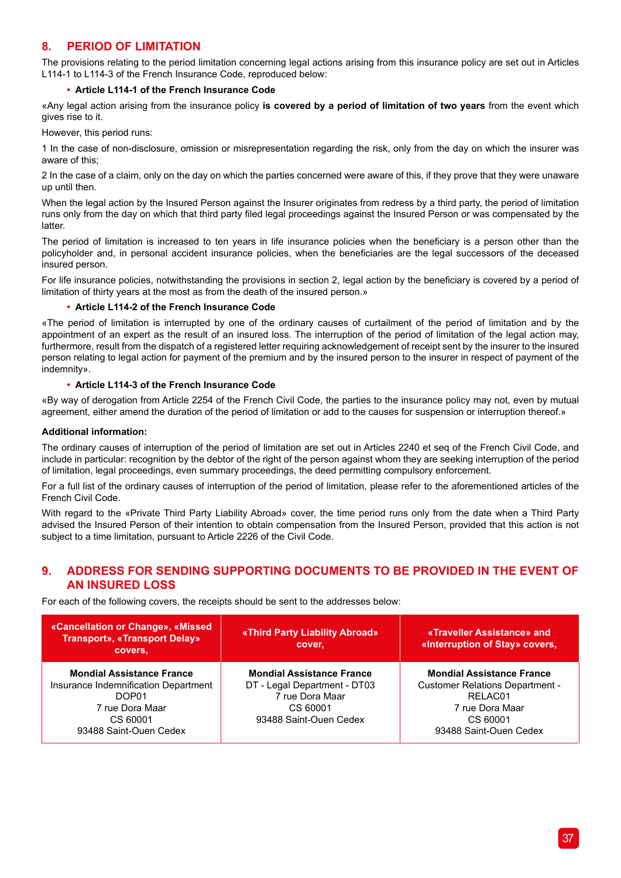## 8. PERIOD OF LIMITATION

The provisions relating to the period limitation concerning legal actions arising from this insurance policy are set out in Articles L114-1 to L114-3 of the French Insurance Code, reproduced below:

- **Article L114-1 of the French Insurance Code**

«Any legal action arising from the insurance policy **is covered by a period of limitation of two years** from the event which gives rise to it.

However, this period runs:

1 In the case of non-disclosure, omission or misrepresentation regarding the risk, only from the day on which the insurer was aware of this;

2 In the case of a claim, only on the day on which the parties concerned were aware of this, if they prove that they were unaware up until then.

When the legal action by the Insured Person against the Insurer originates from redress by a third party, the period of limitation runs only from the day on which that third party filed legal proceedings against the Insured Person or was compensated by the latter.

The period of limitation is increased to ten years in life insurance policies when the beneficiary is a person other than the policyholder and, in personal accident insurance policies, when the beneficiaries are the legal successors of the deceased insured person.

For life insurance policies, notwithstanding the provisions in section 2, legal action by the beneficiary is covered by a period of limitation of thirty years at the most as from the death of the insured person.»

- **Article L114-2 of the French Insurance Code**

«The period of limitation is interrupted by one of the ordinary causes of curtailment of the period of limitation and by the appointment of an expert as the result of an insured loss. The interruption of the period of limitation of the legal action may, furthermore, result from the dispatch of a registered letter requiring acknowledgement of receipt sent by the insurer to the insured person relating to legal action for payment of the premium and by the insured person to the insurer in respect of payment of the indemnity».

- **Article L114-3 of the French Insurance Code**

«By way of derogation from Article 2254 of the French Civil Code, the parties to the insurance policy may not, even by mutual agreement, either amend the duration of the period of limitation or add to the causes for suspension or interruption thereof.»

**Additional information:**

The ordinary causes of interruption of the period of limitation are set out in Articles 2240 et seq of the French Civil Code, and include in particular: recognition by the debtor of the right of the person against whom they are seeking interruption of the period of limitation, legal proceedings, even summary proceedings, the deed permitting compulsory enforcement.

For a full list of the ordinary causes of interruption of the period of limitation, please refer to the aforementioned articles of the French Civil Code.

With regard to the «Private Third Party Liability Abroad» cover, the time period runs only from the date when a Third Party advised the Insured Person of their intention to obtain compensation from the Insured Person, provided that this action is not subject to a time limitation, pursuant to Article 2226 of the Civil Code.

## 9. ADDRESS FOR SENDING SUPPORTING DOCUMENTS TO BE PROVIDED IN THE EVENT OF AN INSURED LOSS

For each of the following covers, the receipts should be sent to the addresses below:

| «Cancellation or Change», «Missed Transport», «Transport Delay» covers, | «Third Party Liability Abroad» cover, | «Traveller Assistance» and «Interruption of Stay» covers, |
|---|---|---|
| **Mondial Assistance France**<br>Insurance Indemnification Department<br>DOP01<br>7 rue Dora Maar<br>CS 60001<br>93488 Saint-Ouen Cedex | **Mondial Assistance France**<br>DT - Legal Department - DT03<br>7 rue Dora Maar<br>CS 60001<br>93488 Saint-Ouen Cedex | **Mondial Assistance France**<br>Customer Relations Department - RELAC01<br>7 rue Dora Maar<br>CS 60001<br>93488 Saint-Ouen Cedex |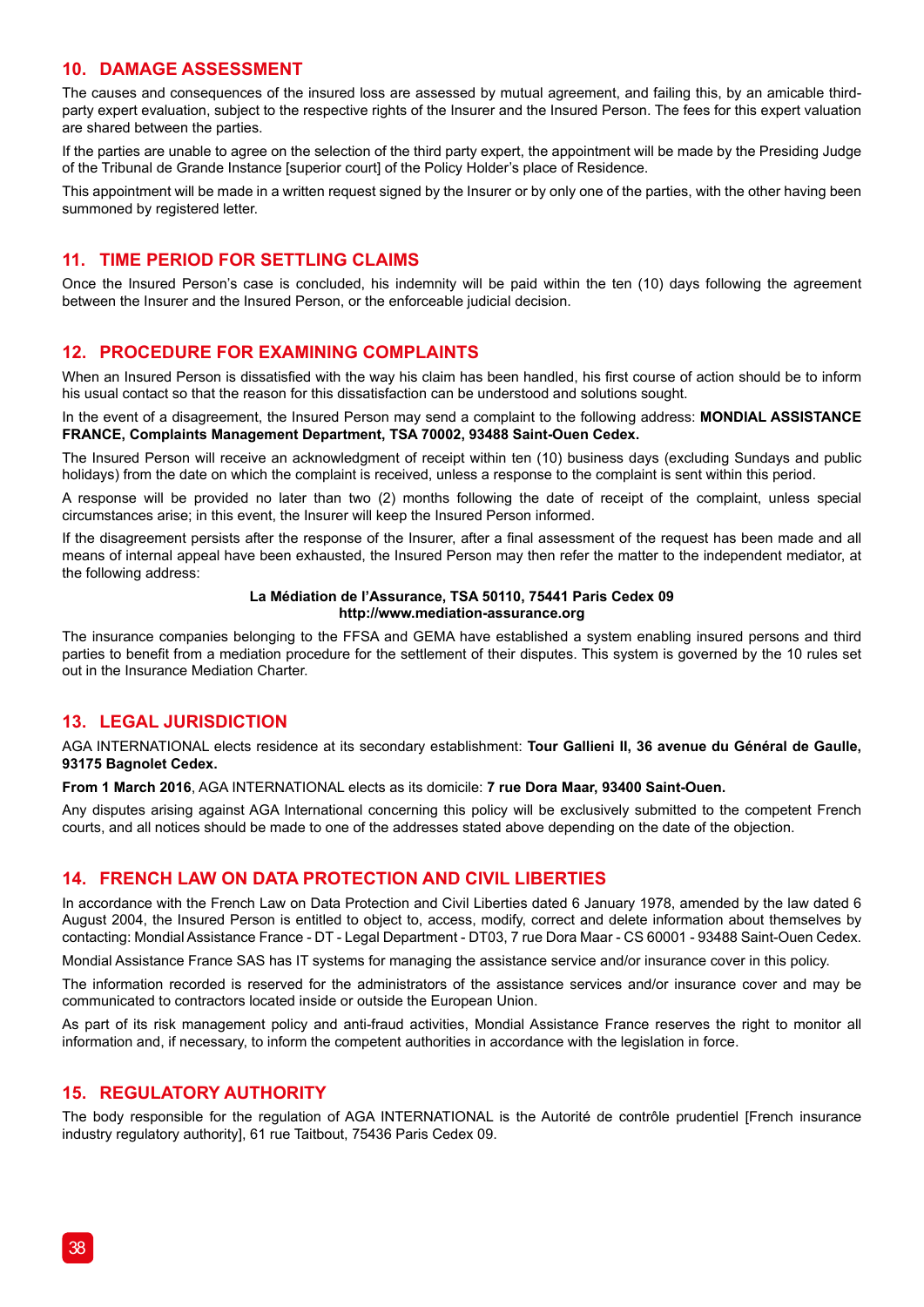## 10. DAMAGE ASSESSMENT

The causes and consequences of the insured loss are assessed by mutual agreement, and failing this, by an amicable third-party expert evaluation, subject to the respective rights of the Insurer and the Insured Person. The fees for this expert valuation are shared between the parties.

If the parties are unable to agree on the selection of the third party expert, the appointment will be made by the Presiding Judge of the Tribunal de Grande Instance [superior court] of the Policy Holder's place of Residence.

This appointment will be made in a written request signed by the Insurer or by only one of the parties, with the other having been summoned by registered letter.

## 11. TIME PERIOD FOR SETTLING CLAIMS

Once the Insured Person's case is concluded, his indemnity will be paid within the ten (10) days following the agreement between the Insurer and the Insured Person, or the enforceable judicial decision.

## 12. PROCEDURE FOR EXAMINING COMPLAINTS

When an Insured Person is dissatisfied with the way his claim has been handled, his first course of action should be to inform his usual contact so that the reason for this dissatisfaction can be understood and solutions sought.

In the event of a disagreement, the Insured Person may send a complaint to the following address: **MONDIAL ASSISTANCE FRANCE, Complaints Management Department, TSA 70002, 93488 Saint-Ouen Cedex.**

The Insured Person will receive an acknowledgment of receipt within ten (10) business days (excluding Sundays and public holidays) from the date on which the complaint is received, unless a response to the complaint is sent within this period.

A response will be provided no later than two (2) months following the date of receipt of the complaint, unless special circumstances arise; in this event, the Insurer will keep the Insured Person informed.

If the disagreement persists after the response of the Insurer, after a final assessment of the request has been made and all means of internal appeal have been exhausted, the Insured Person may then refer the matter to the independent mediator, at the following address:

**La Médiation de l'Assurance, TSA 50110, 75441 Paris Cedex 09**
**http://www.mediation-assurance.org**

The insurance companies belonging to the FFSA and GEMA have established a system enabling insured persons and third parties to benefit from a mediation procedure for the settlement of their disputes. This system is governed by the 10 rules set out in the Insurance Mediation Charter.

## 13. LEGAL JURISDICTION

AGA INTERNATIONAL elects residence at its secondary establishment: **Tour Gallieni II, 36 avenue du Général de Gaulle, 93175 Bagnolet Cedex.**

**From 1 March 2016**, AGA INTERNATIONAL elects as its domicile: **7 rue Dora Maar, 93400 Saint-Ouen.**

Any disputes arising against AGA International concerning this policy will be exclusively submitted to the competent French courts, and all notices should be made to one of the addresses stated above depending on the date of the objection.

## 14. FRENCH LAW ON DATA PROTECTION AND CIVIL LIBERTIES

In accordance with the French Law on Data Protection and Civil Liberties dated 6 January 1978, amended by the law dated 6 August 2004, the Insured Person is entitled to object to, access, modify, correct and delete information about themselves by contacting: Mondial Assistance France - DT - Legal Department - DT03, 7 rue Dora Maar - CS 60001 - 93488 Saint-Ouen Cedex.

Mondial Assistance France SAS has IT systems for managing the assistance service and/or insurance cover in this policy.

The information recorded is reserved for the administrators of the assistance services and/or insurance cover and may be communicated to contractors located inside or outside the European Union.

As part of its risk management policy and anti-fraud activities, Mondial Assistance France reserves the right to monitor all information and, if necessary, to inform the competent authorities in accordance with the legislation in force.

## 15. REGULATORY AUTHORITY

The body responsible for the regulation of AGA INTERNATIONAL is the Autorité de contrôle prudentiel [French insurance industry regulatory authority], 61 rue Taitbout, 75436 Paris Cedex 09.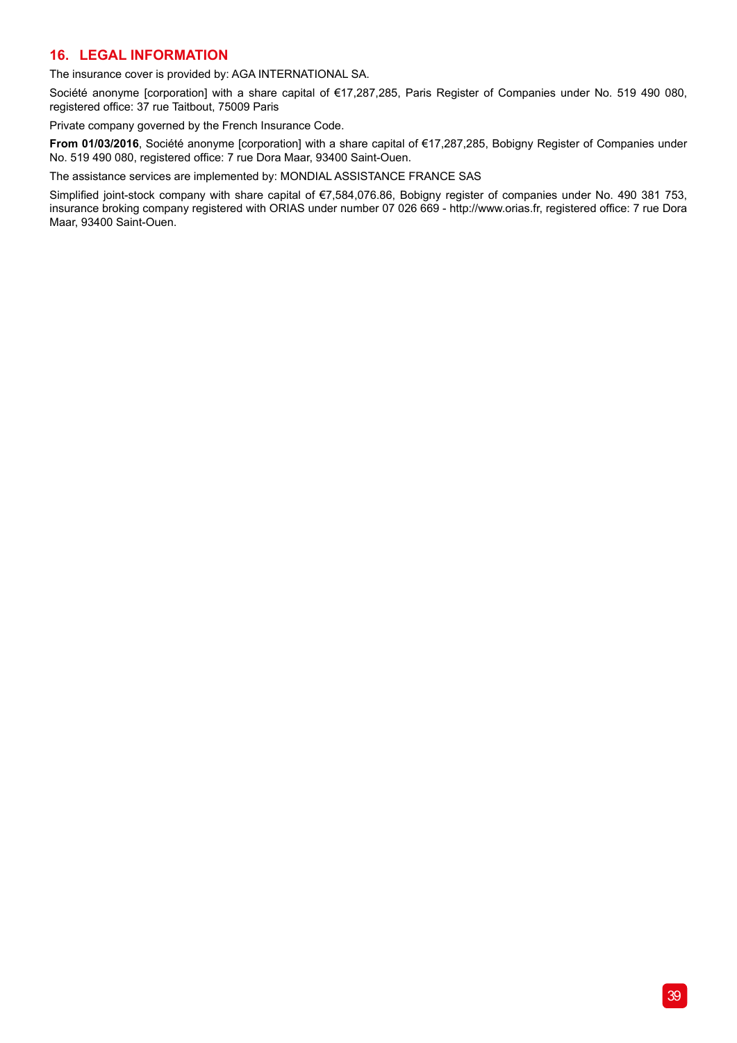## 16. LEGAL INFORMATION

The insurance cover is provided by: AGA INTERNATIONAL SA.

Société anonyme [corporation] with a share capital of €17,287,285, Paris Register of Companies under No. 519 490 080, registered office: 37 rue Taitbout, 75009 Paris

Private company governed by the French Insurance Code.

**From 01/03/2016**, Société anonyme [corporation] with a share capital of €17,287,285, Bobigny Register of Companies under No. 519 490 080, registered office: 7 rue Dora Maar, 93400 Saint-Ouen.

The assistance services are implemented by: MONDIAL ASSISTANCE FRANCE SAS

Simplified joint-stock company with share capital of €7,584,076.86, Bobigny register of companies under No. 490 381 753, insurance broking company registered with ORIAS under number 07 026 669 - http://www.orias.fr, registered office: 7 rue Dora Maar, 93400 Saint-Ouen.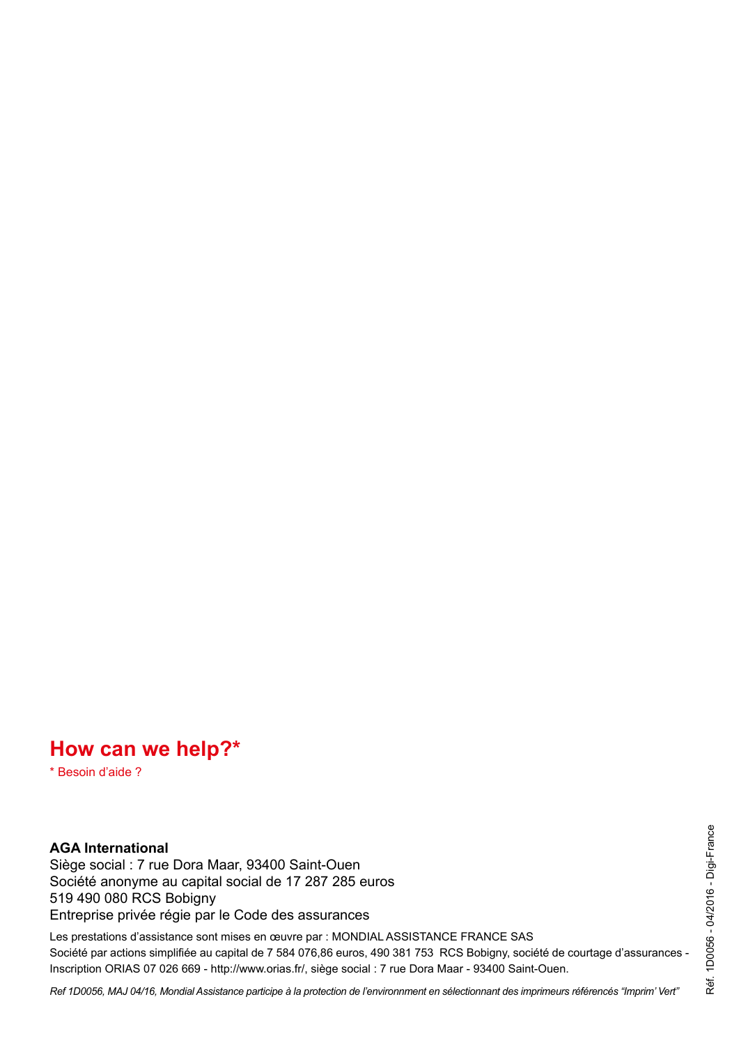## How can we help?*

* Besoin d'aide ?

**AGA International**
Siège social : 7 rue Dora Maar, 93400 Saint-Ouen
Société anonyme au capital social de 17 287 285 euros
519 490 080 RCS Bobigny
Entreprise privée régie par le Code des assurances

Les prestations d'assistance sont mises en œuvre par : MONDIAL ASSISTANCE FRANCE SAS
Société par actions simplifiée au capital de 7 584 076,86 euros, 490 381 753 RCS Bobigny, société de courtage d'assurances - Inscription ORIAS 07 026 669 - http://www.orias.fr/, siège social : 7 rue Dora Maar - 93400 Saint-Ouen.

*Ref 1D0056, MAJ 04/16, Mondial Assistance participe à la protection de l'environnment en sélectionnant des imprimeurs référencés "Imprim' Vert"*

Réf. 1D0056 - 04/2016 - Digi-France